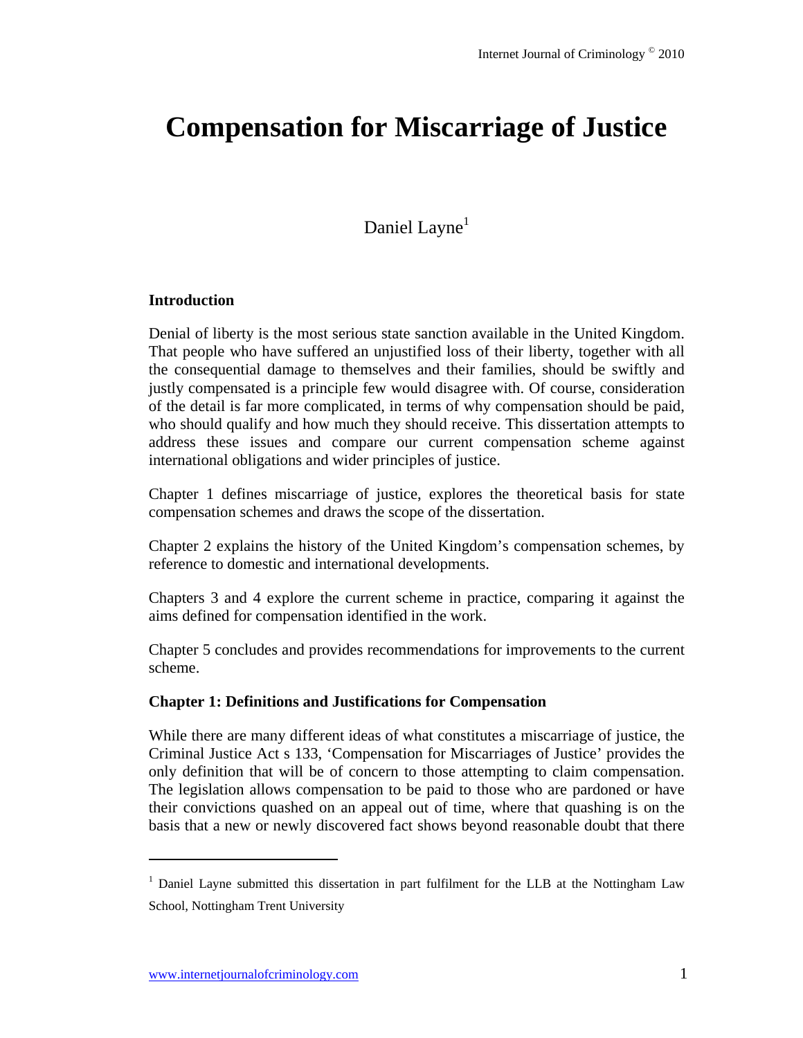# Compensation for Miscarriage of Justice

Daniel Layne[1]

## Introduction

Denial of liberty is the most serious state sanction available in the United Kingdom. That people who have suffered an unjustified loss of their liberty, together with all the consequential damage to themselves and their families, should be swiftly and justly compensated is a principle few would disagree with. Of course, consideration of the detail is far more complicated, in terms of why compensation should be paid, who should qualify and how much they should receive. This dissertation attempts to address these issues and compare our current compensation scheme against international obligations and wider principles of justice.

Chapter 1 defines miscarriage of justice, explores the theoretical basis for state compensation schemes and draws the scope of the dissertation.

Chapter 2 explains the history of the United Kingdom's compensation schemes, by reference to domestic and international developments.

Chapters 3 and 4 explore the current scheme in practice, comparing it against the aims defined for compensation identified in the work.

Chapter 5 concludes and provides recommendations for improvements to the current scheme.

## Chapter 1: Definitions and Justifications for Compensation

While there are many different ideas of what constitutes a miscarriage of justice, the Criminal Justice Act s 133, 'Compensation for Miscarriages of Justice' provides the only definition that will be of concern to those attempting to claim compensation. The legislation allows compensation to be paid to those who are pardoned or have their convictions quashed on an appeal out of time, where that quashing is on the basis that a new or newly discovered fact shows beyond reasonable doubt that there

---

[1] Daniel Layne submitted this dissertation in part fulfilment for the LLB at the Nottingham Law School, Nottingham Trent University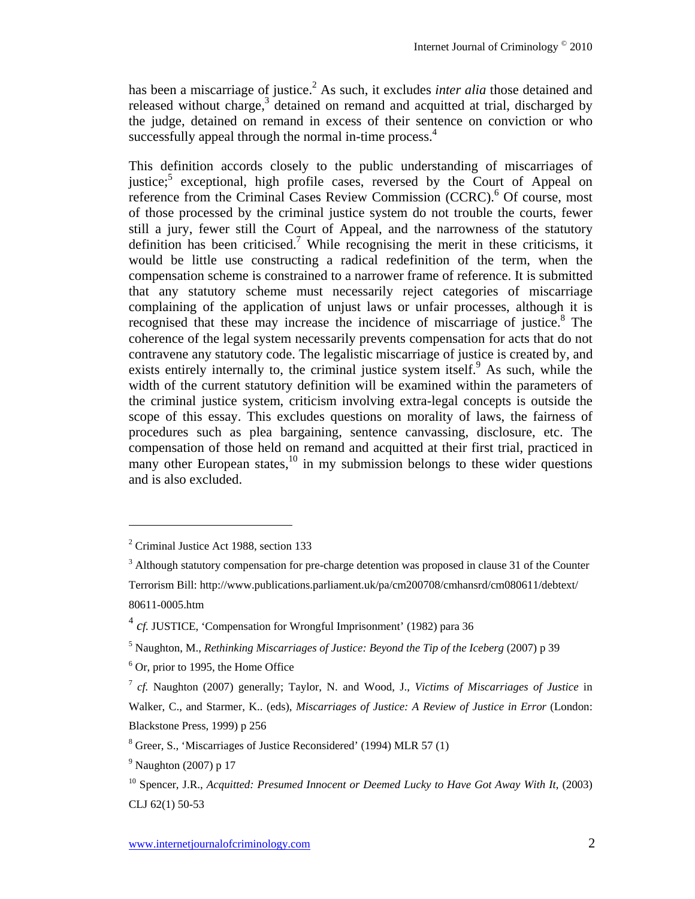has been a miscarriage of justice.[2] As such, it excludes *inter alia* those detained and released without charge,[3] detained on remand and acquitted at trial, discharged by the judge, detained on remand in excess of their sentence on conviction or who successfully appeal through the normal in-time process.[4]

This definition accords closely to the public understanding of miscarriages of justice;[5] exceptional, high profile cases, reversed by the Court of Appeal on reference from the Criminal Cases Review Commission (CCRC).[6] Of course, most of those processed by the criminal justice system do not trouble the courts, fewer still a jury, fewer still the Court of Appeal, and the narrowness of the statutory definition has been criticised.[7] While recognising the merit in these criticisms, it would be little use constructing a radical redefinition of the term, when the compensation scheme is constrained to a narrower frame of reference. It is submitted that any statutory scheme must necessarily reject categories of miscarriage complaining of the application of unjust laws or unfair processes, although it is recognised that these may increase the incidence of miscarriage of justice.[8] The coherence of the legal system necessarily prevents compensation for acts that do not contravene any statutory code. The legalistic miscarriage of justice is created by, and exists entirely internally to, the criminal justice system itself.[9] As such, while the width of the current statutory definition will be examined within the parameters of the criminal justice system, criticism involving extra-legal concepts is outside the scope of this essay. This excludes questions on morality of laws, the fairness of procedures such as plea bargaining, sentence canvassing, disclosure, etc. The compensation of those held on remand and acquitted at their first trial, practiced in many other European states,[10] in my submission belongs to these wider questions and is also excluded.

---

[2] Criminal Justice Act 1988, section 133

[3] Although statutory compensation for pre-charge detention was proposed in clause 31 of the Counter Terrorism Bill: http://www.publications.parliament.uk/pa/cm200708/cmhansrd/cm080611/debtext/80611-0005.htm

[4] *cf.* JUSTICE, 'Compensation for Wrongful Imprisonment' (1982) para 36

[5] Naughton, M., *Rethinking Miscarriages of Justice: Beyond the Tip of the Iceberg* (2007) p 39

[6] Or, prior to 1995, the Home Office

[7] *cf.* Naughton (2007) generally; Taylor, N. and Wood, J., *Victims of Miscarriages of Justice* in Walker, C., and Starmer, K.. (eds), *Miscarriages of Justice: A Review of Justice in Error* (London: Blackstone Press, 1999) p 256

[8] Greer, S., 'Miscarriages of Justice Reconsidered' (1994) MLR 57 (1)

[9] Naughton (2007) p 17

[10] Spencer, J.R., *Acquitted: Presumed Innocent or Deemed Lucky to Have Got Away With It*, (2003) CLJ 62(1) 50-53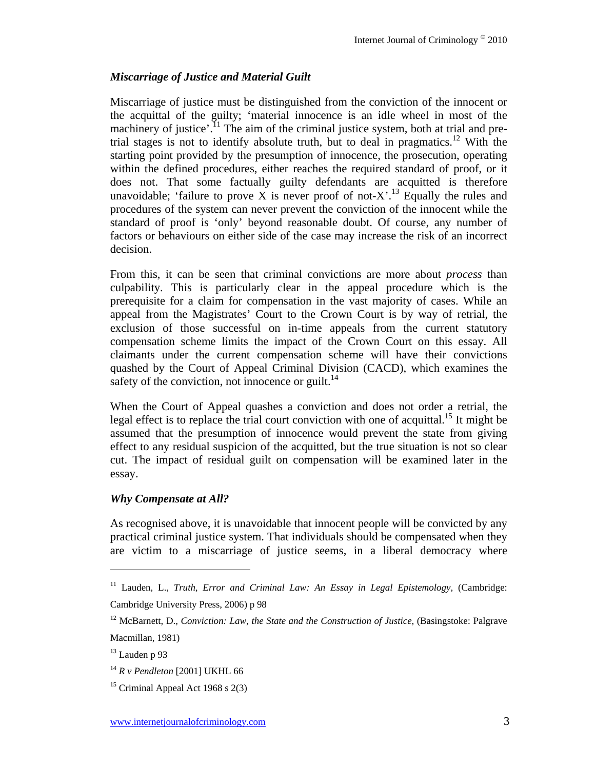### *Miscarriage of Justice and Material Guilt*

Miscarriage of justice must be distinguished from the conviction of the innocent or the acquittal of the guilty; 'material innocence is an idle wheel in most of the machinery of justice'.[11] The aim of the criminal justice system, both at trial and pre-trial stages is not to identify absolute truth, but to deal in pragmatics.[12] With the starting point provided by the presumption of innocence, the prosecution, operating within the defined procedures, either reaches the required standard of proof, or it does not. That some factually guilty defendants are acquitted is therefore unavoidable; 'failure to prove X is never proof of not-X'.[13] Equally the rules and procedures of the system can never prevent the conviction of the innocent while the standard of proof is 'only' beyond reasonable doubt. Of course, any number of factors or behaviours on either side of the case may increase the risk of an incorrect decision.

From this, it can be seen that criminal convictions are more about *process* than culpability. This is particularly clear in the appeal procedure which is the prerequisite for a claim for compensation in the vast majority of cases. While an appeal from the Magistrates' Court to the Crown Court is by way of retrial, the exclusion of those successful on in-time appeals from the current statutory compensation scheme limits the impact of the Crown Court on this essay. All claimants under the current compensation scheme will have their convictions quashed by the Court of Appeal Criminal Division (CACD), which examines the safety of the conviction, not innocence or guilt.[14]

When the Court of Appeal quashes a conviction and does not order a retrial, the legal effect is to replace the trial court conviction with one of acquittal.[15] It might be assumed that the presumption of innocence would prevent the state from giving effect to any residual suspicion of the acquitted, but the true situation is not so clear cut. The impact of residual guilt on compensation will be examined later in the essay.

### *Why Compensate at All?*

As recognised above, it is unavoidable that innocent people will be convicted by any practical criminal justice system. That individuals should be compensated when they are victim to a miscarriage of justice seems, in a liberal democracy where

---

[11] Lauden, L., *Truth, Error and Criminal Law: An Essay in Legal Epistemology*, (Cambridge: Cambridge University Press, 2006) p 98

[12] McBarnett, D., *Conviction: Law, the State and the Construction of Justice*, (Basingstoke: Palgrave Macmillan, 1981)

[13] Lauden p 93

[14] *R v Pendleton* [2001] UKHL 66

[15] Criminal Appeal Act 1968 s 2(3)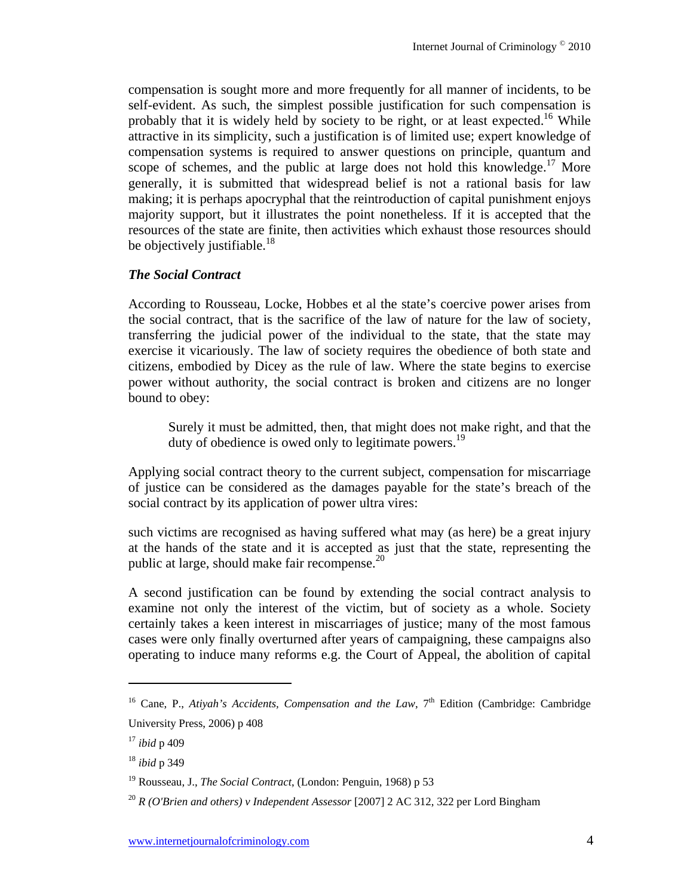compensation is sought more and more frequently for all manner of incidents, to be self-evident. As such, the simplest possible justification for such compensation is probably that it is widely held by society to be right, or at least expected.[16] While attractive in its simplicity, such a justification is of limited use; expert knowledge of compensation systems is required to answer questions on principle, quantum and scope of schemes, and the public at large does not hold this knowledge.[17] More generally, it is submitted that widespread belief is not a rational basis for law making; it is perhaps apocryphal that the reintroduction of capital punishment enjoys majority support, but it illustrates the point nonetheless. If it is accepted that the resources of the state are finite, then activities which exhaust those resources should be objectively justifiable.[18]

### *The Social Contract*

According to Rousseau, Locke, Hobbes et al the state's coercive power arises from the social contract, that is the sacrifice of the law of nature for the law of society, transferring the judicial power of the individual to the state, that the state may exercise it vicariously. The law of society requires the obedience of both state and citizens, embodied by Dicey as the rule of law. Where the state begins to exercise power without authority, the social contract is broken and citizens are no longer bound to obey:

> Surely it must be admitted, then, that might does not make right, and that the duty of obedience is owed only to legitimate powers.[19]

Applying social contract theory to the current subject, compensation for miscarriage of justice can be considered as the damages payable for the state's breach of the social contract by its application of power ultra vires:

such victims are recognised as having suffered what may (as here) be a great injury at the hands of the state and it is accepted as just that the state, representing the public at large, should make fair recompense.[20]

A second justification can be found by extending the social contract analysis to examine not only the interest of the victim, but of society as a whole. Society certainly takes a keen interest in miscarriages of justice; many of the most famous cases were only finally overturned after years of campaigning, these campaigns also operating to induce many reforms e.g. the Court of Appeal, the abolition of capital

---

[16] Cane, P., *Atiyah's Accidents, Compensation and the Law*, 7th Edition (Cambridge: Cambridge University Press, 2006) p 408

[17] *ibid* p 409

[18] *ibid* p 349

[19] Rousseau, J., *The Social Contract*, (London: Penguin, 1968) p 53

[20] *R (O'Brien and others) v Independent Assessor* [2007] 2 AC 312, 322 per Lord Bingham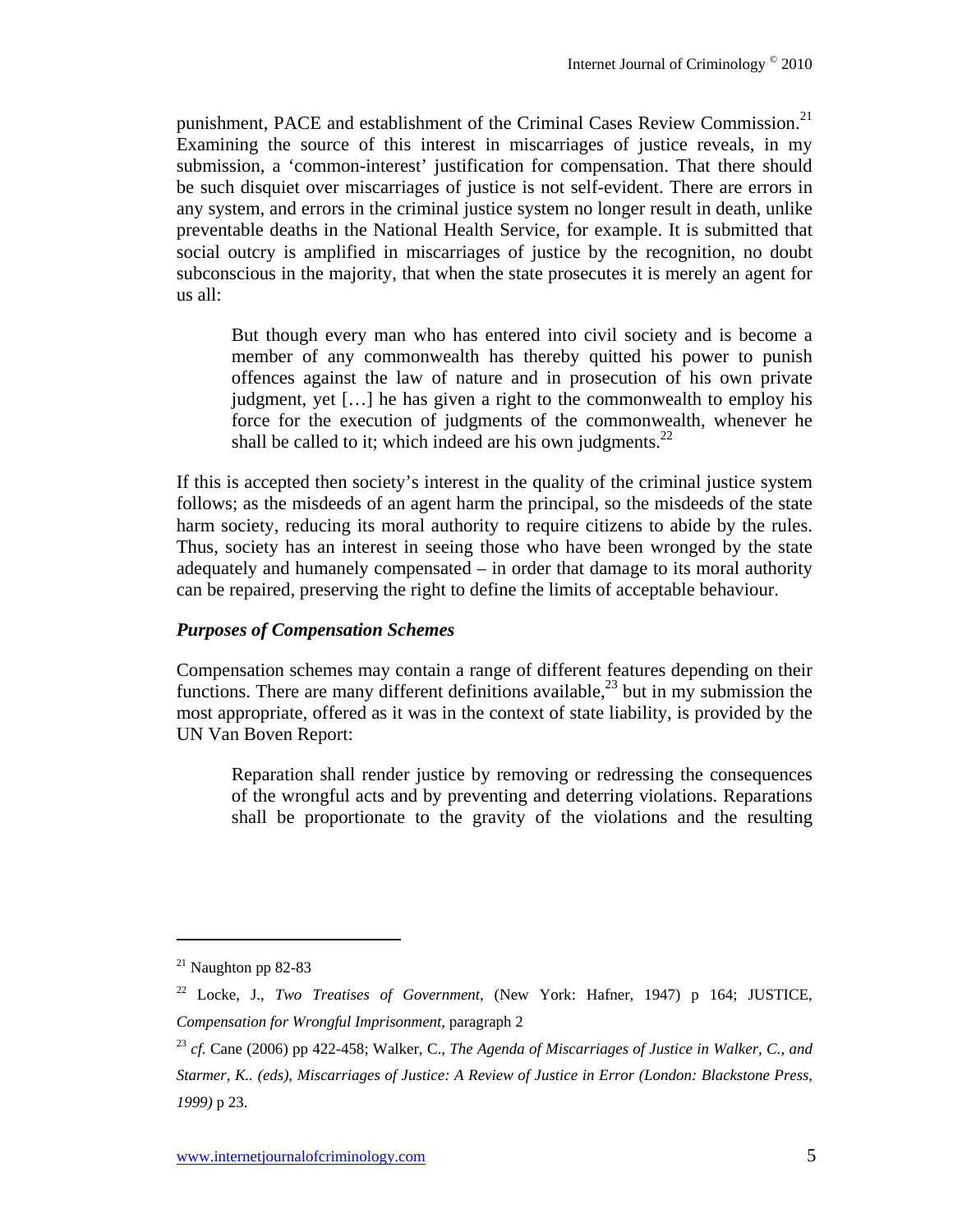punishment, PACE and establishment of the Criminal Cases Review Commission.[21] Examining the source of this interest in miscarriages of justice reveals, in my submission, a 'common-interest' justification for compensation. That there should be such disquiet over miscarriages of justice is not self-evident. There are errors in any system, and errors in the criminal justice system no longer result in death, unlike preventable deaths in the National Health Service, for example. It is submitted that social outcry is amplified in miscarriages of justice by the recognition, no doubt subconscious in the majority, that when the state prosecutes it is merely an agent for us all:

> But though every man who has entered into civil society and is become a member of any commonwealth has thereby quitted his power to punish offences against the law of nature and in prosecution of his own private judgment, yet […] he has given a right to the commonwealth to employ his force for the execution of judgments of the commonwealth, whenever he shall be called to it; which indeed are his own judgments.[22]

If this is accepted then society's interest in the quality of the criminal justice system follows; as the misdeeds of an agent harm the principal, so the misdeeds of the state harm society, reducing its moral authority to require citizens to abide by the rules. Thus, society has an interest in seeing those who have been wronged by the state adequately and humanely compensated – in order that damage to its moral authority can be repaired, preserving the right to define the limits of acceptable behaviour.

### *Purposes of Compensation Schemes*

Compensation schemes may contain a range of different features depending on their functions. There are many different definitions available,[23] but in my submission the most appropriate, offered as it was in the context of state liability, is provided by the UN Van Boven Report:

> Reparation shall render justice by removing or redressing the consequences of the wrongful acts and by preventing and deterring violations. Reparations shall be proportionate to the gravity of the violations and the resulting

---

[21] Naughton pp 82-83

[22] Locke, J., *Two Treatises of Government*, (New York: Hafner, 1947) p 164; JUSTICE, *Compensation for Wrongful Imprisonment*, paragraph 2

[23] *cf.* Cane (2006) pp 422-458; Walker, C., *The Agenda of Miscarriages of Justice in Walker, C., and Starmer, K.. (eds), Miscarriages of Justice: A Review of Justice in Error (London: Blackstone Press, 1999)* p 23.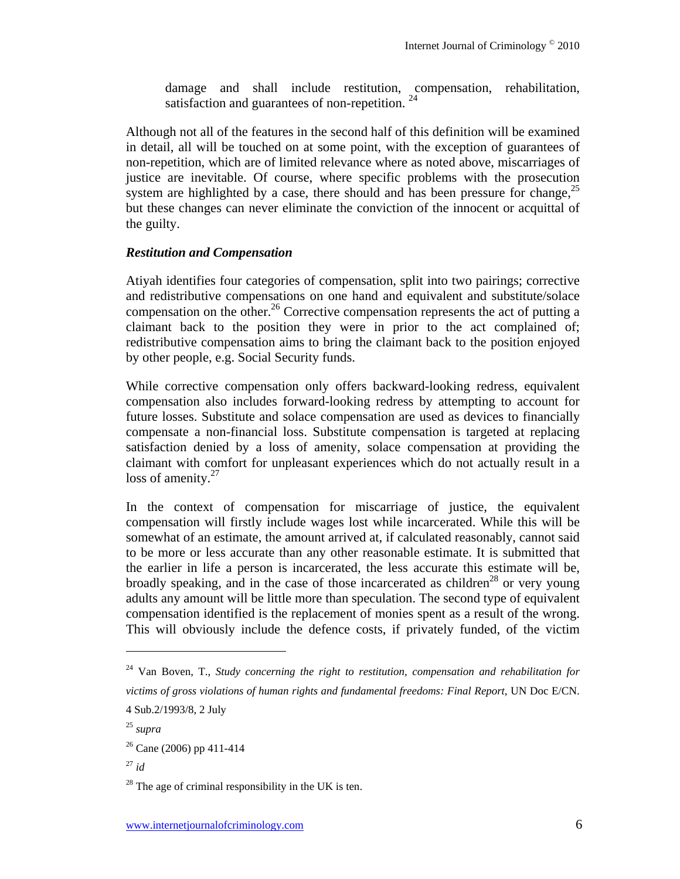damage and shall include restitution, compensation, rehabilitation, satisfaction and guarantees of non-repetition. [24]

Although not all of the features in the second half of this definition will be examined in detail, all will be touched on at some point, with the exception of guarantees of non-repetition, which are of limited relevance where as noted above, miscarriages of justice are inevitable. Of course, where specific problems with the prosecution system are highlighted by a case, there should and has been pressure for change,[25] but these changes can never eliminate the conviction of the innocent or acquittal of the guilty.

***Restitution and Compensation***

Atiyah identifies four categories of compensation, split into two pairings; corrective and redistributive compensations on one hand and equivalent and substitute/solace compensation on the other.[26] Corrective compensation represents the act of putting a claimant back to the position they were in prior to the act complained of; redistributive compensation aims to bring the claimant back to the position enjoyed by other people, e.g. Social Security funds.

While corrective compensation only offers backward-looking redress, equivalent compensation also includes forward-looking redress by attempting to account for future losses. Substitute and solace compensation are used as devices to financially compensate a non-financial loss. Substitute compensation is targeted at replacing satisfaction denied by a loss of amenity, solace compensation at providing the claimant with comfort for unpleasant experiences which do not actually result in a loss of amenity.[27]

In the context of compensation for miscarriage of justice, the equivalent compensation will firstly include wages lost while incarcerated. While this will be somewhat of an estimate, the amount arrived at, if calculated reasonably, cannot said to be more or less accurate than any other reasonable estimate. It is submitted that the earlier in life a person is incarcerated, the less accurate this estimate will be, broadly speaking, and in the case of those incarcerated as children[28] or very young adults any amount will be little more than speculation. The second type of equivalent compensation identified is the replacement of monies spent as a result of the wrong. This will obviously include the defence costs, if privately funded, of the victim

---

[24] Van Boven, T., *Study concerning the right to restitution, compensation and rehabilitation for victims of gross violations of human rights and fundamental freedoms: Final Report*, UN Doc E/CN. 4 Sub.2/1993/8, 2 July

[25] *supra*

[26] Cane (2006) pp 411-414

[27] *id*

[28] The age of criminal responsibility in the UK is ten.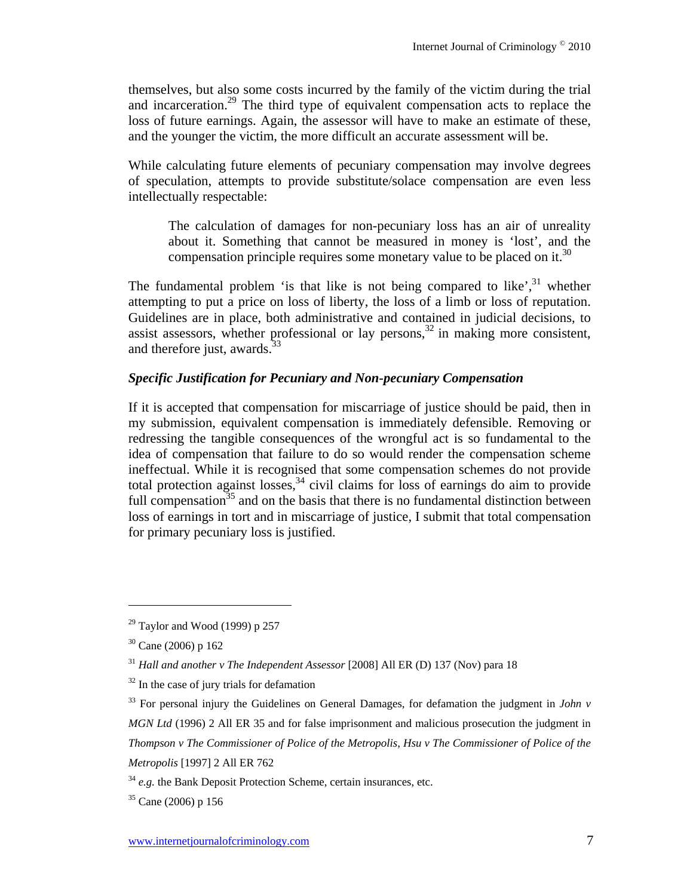themselves, but also some costs incurred by the family of the victim during the trial and incarceration.[29] The third type of equivalent compensation acts to replace the loss of future earnings. Again, the assessor will have to make an estimate of these, and the younger the victim, the more difficult an accurate assessment will be.

While calculating future elements of pecuniary compensation may involve degrees of speculation, attempts to provide substitute/solace compensation are even less intellectually respectable:

> The calculation of damages for non-pecuniary loss has an air of unreality about it. Something that cannot be measured in money is 'lost', and the compensation principle requires some monetary value to be placed on it.[30]

The fundamental problem 'is that like is not being compared to like',[31] whether attempting to put a price on loss of liberty, the loss of a limb or loss of reputation. Guidelines are in place, both administrative and contained in judicial decisions, to assist assessors, whether professional or lay persons,[32] in making more consistent, and therefore just, awards.[33]

### *Specific Justification for Pecuniary and Non-pecuniary Compensation*

If it is accepted that compensation for miscarriage of justice should be paid, then in my submission, equivalent compensation is immediately defensible. Removing or redressing the tangible consequences of the wrongful act is so fundamental to the idea of compensation that failure to do so would render the compensation scheme ineffectual. While it is recognised that some compensation schemes do not provide total protection against losses,[34] civil claims for loss of earnings do aim to provide full compensation[35] and on the basis that there is no fundamental distinction between loss of earnings in tort and in miscarriage of justice, I submit that total compensation for primary pecuniary loss is justified.

---

[29] Taylor and Wood (1999) p 257

[30] Cane (2006) p 162

[31] *Hall and another v The Independent Assessor* [2008] All ER (D) 137 (Nov) para 18

[32] In the case of jury trials for defamation

[33] For personal injury the Guidelines on General Damages, for defamation the judgment in *John v MGN Ltd* (1996) 2 All ER 35 and for false imprisonment and malicious prosecution the judgment in *Thompson v The Commissioner of Police of the Metropolis, Hsu v The Commissioner of Police of the Metropolis* [1997] 2 All ER 762

[34] *e.g.* the Bank Deposit Protection Scheme, certain insurances, etc.

[35] Cane (2006) p 156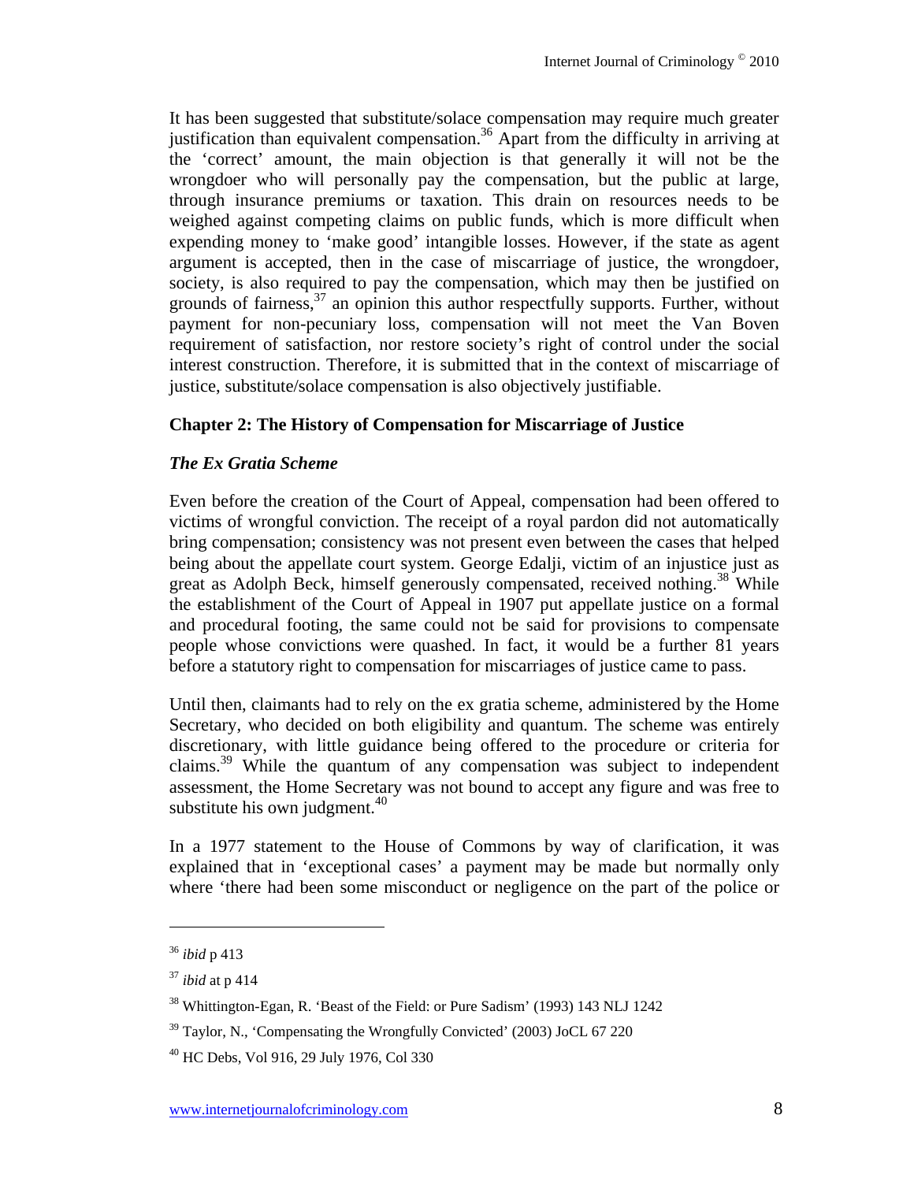It has been suggested that substitute/solace compensation may require much greater justification than equivalent compensation.[36] Apart from the difficulty in arriving at the 'correct' amount, the main objection is that generally it will not be the wrongdoer who will personally pay the compensation, but the public at large, through insurance premiums or taxation. This drain on resources needs to be weighed against competing claims on public funds, which is more difficult when expending money to 'make good' intangible losses. However, if the state as agent argument is accepted, then in the case of miscarriage of justice, the wrongdoer, society, is also required to pay the compensation, which may then be justified on grounds of fairness,[37] an opinion this author respectfully supports. Further, without payment for non-pecuniary loss, compensation will not meet the Van Boven requirement of satisfaction, nor restore society's right of control under the social interest construction. Therefore, it is submitted that in the context of miscarriage of justice, substitute/solace compensation is also objectively justifiable.

## Chapter 2: The History of Compensation for Miscarriage of Justice

### *The Ex Gratia Scheme*

Even before the creation of the Court of Appeal, compensation had been offered to victims of wrongful conviction. The receipt of a royal pardon did not automatically bring compensation; consistency was not present even between the cases that helped being about the appellate court system. George Edalji, victim of an injustice just as great as Adolph Beck, himself generously compensated, received nothing.[38] While the establishment of the Court of Appeal in 1907 put appellate justice on a formal and procedural footing, the same could not be said for provisions to compensate people whose convictions were quashed. In fact, it would be a further 81 years before a statutory right to compensation for miscarriages of justice came to pass.

Until then, claimants had to rely on the ex gratia scheme, administered by the Home Secretary, who decided on both eligibility and quantum. The scheme was entirely discretionary, with little guidance being offered to the procedure or criteria for claims.[39] While the quantum of any compensation was subject to independent assessment, the Home Secretary was not bound to accept any figure and was free to substitute his own judgment.[40]

In a 1977 statement to the House of Commons by way of clarification, it was explained that in 'exceptional cases' a payment may be made but normally only where 'there had been some misconduct or negligence on the part of the police or

---

[36] *ibid* p 413

[37] *ibid* at p 414

[38] Whittington-Egan, R. 'Beast of the Field: or Pure Sadism' (1993) 143 NLJ 1242

[39] Taylor, N., 'Compensating the Wrongfully Convicted' (2003) JoCL 67 220

[40] HC Debs, Vol 916, 29 July 1976, Col 330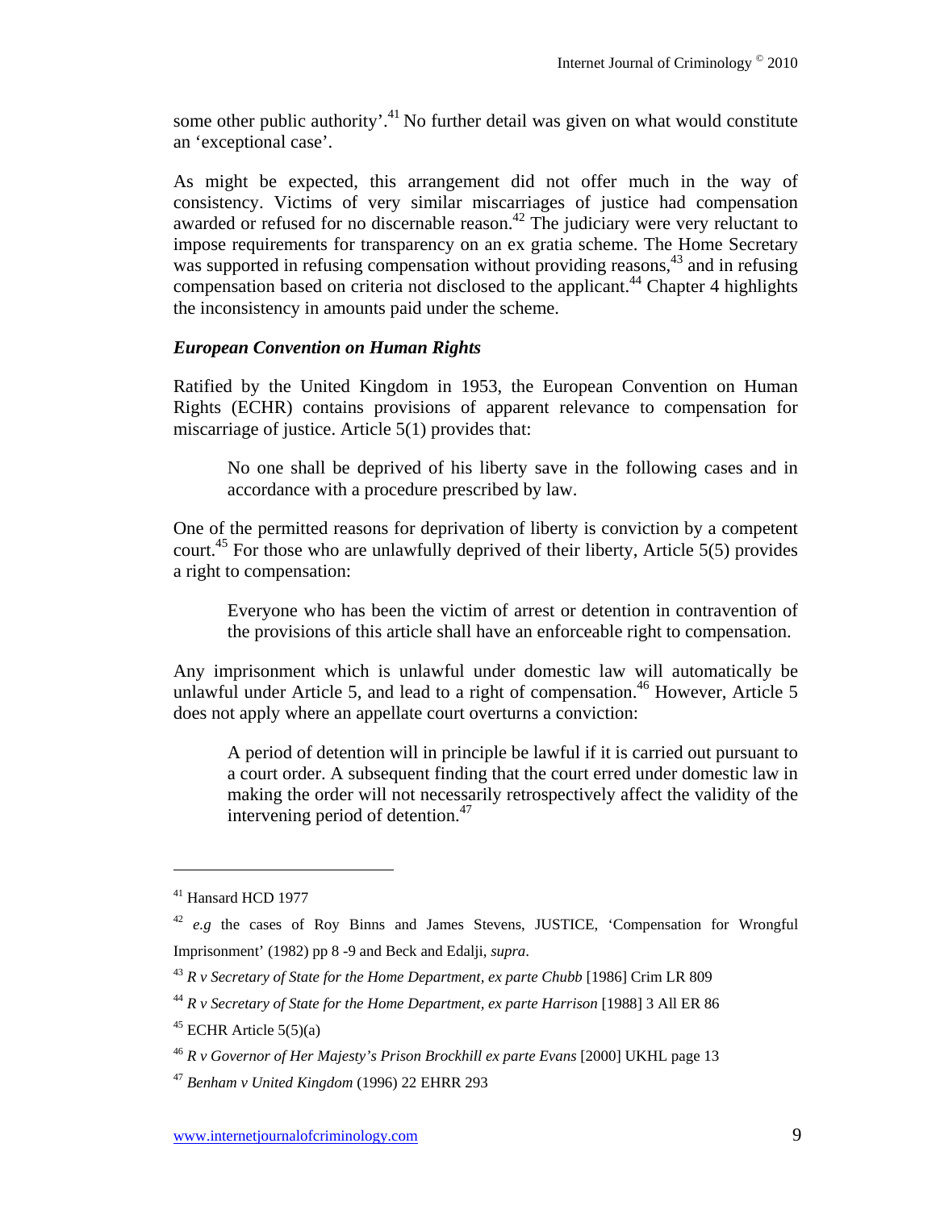some other public authority'.[41] No further detail was given on what would constitute an 'exceptional case'.

As might be expected, this arrangement did not offer much in the way of consistency. Victims of very similar miscarriages of justice had compensation awarded or refused for no discernable reason.[42] The judiciary were very reluctant to impose requirements for transparency on an ex gratia scheme. The Home Secretary was supported in refusing compensation without providing reasons,[43] and in refusing compensation based on criteria not disclosed to the applicant.[44] Chapter 4 highlights the inconsistency in amounts paid under the scheme.

***European Convention on Human Rights***

Ratified by the United Kingdom in 1953, the European Convention on Human Rights (ECHR) contains provisions of apparent relevance to compensation for miscarriage of justice. Article 5(1) provides that:

> No one shall be deprived of his liberty save in the following cases and in accordance with a procedure prescribed by law.

One of the permitted reasons for deprivation of liberty is conviction by a competent court.[45] For those who are unlawfully deprived of their liberty, Article 5(5) provides a right to compensation:

> Everyone who has been the victim of arrest or detention in contravention of the provisions of this article shall have an enforceable right to compensation.

Any imprisonment which is unlawful under domestic law will automatically be unlawful under Article 5, and lead to a right of compensation.[46] However, Article 5 does not apply where an appellate court overturns a conviction:

> A period of detention will in principle be lawful if it is carried out pursuant to a court order. A subsequent finding that the court erred under domestic law in making the order will not necessarily retrospectively affect the validity of the intervening period of detention.[47]

---

[41] Hansard HCD 1977

[42] *e.g* the cases of Roy Binns and James Stevens, JUSTICE, 'Compensation for Wrongful Imprisonment' (1982) pp 8 -9 and Beck and Edalji, *supra*.

[43] *R v Secretary of State for the Home Department, ex parte Chubb* [1986] Crim LR 809

[44] *R v Secretary of State for the Home Department, ex parte Harrison* [1988] 3 All ER 86

[45] ECHR Article 5(5)(a)

[46] *R v Governor of Her Majesty's Prison Brockhill ex parte Evans* [2000] UKHL page 13

[47] *Benham v United Kingdom* (1996) 22 EHRR 293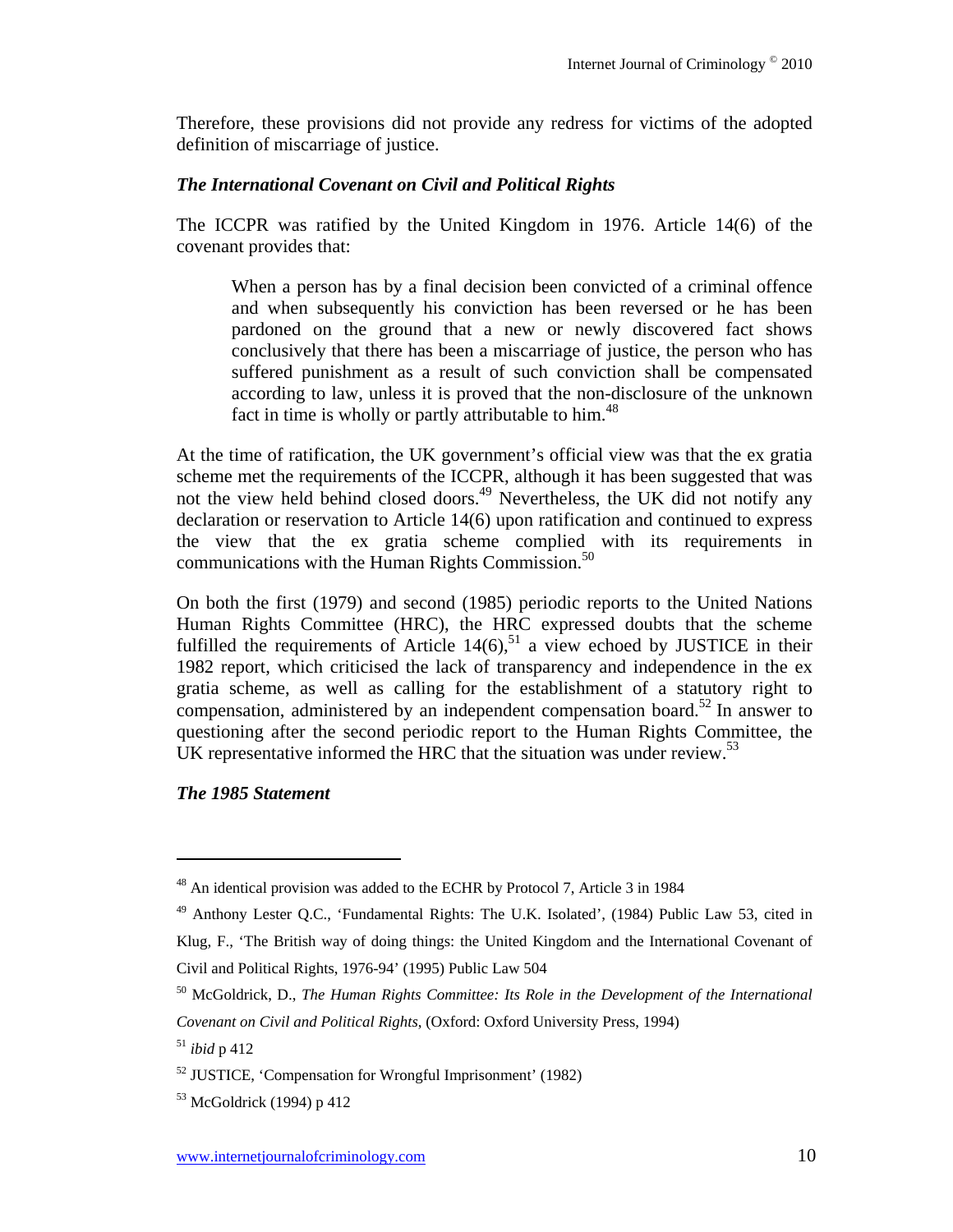Therefore, these provisions did not provide any redress for victims of the adopted definition of miscarriage of justice.

### *The International Covenant on Civil and Political Rights*

The ICCPR was ratified by the United Kingdom in 1976. Article 14(6) of the covenant provides that:

> When a person has by a final decision been convicted of a criminal offence and when subsequently his conviction has been reversed or he has been pardoned on the ground that a new or newly discovered fact shows conclusively that there has been a miscarriage of justice, the person who has suffered punishment as a result of such conviction shall be compensated according to law, unless it is proved that the non-disclosure of the unknown fact in time is wholly or partly attributable to him.[48]

At the time of ratification, the UK government's official view was that the ex gratia scheme met the requirements of the ICCPR, although it has been suggested that was not the view held behind closed doors.[49] Nevertheless, the UK did not notify any declaration or reservation to Article 14(6) upon ratification and continued to express the view that the ex gratia scheme complied with its requirements in communications with the Human Rights Commission.[50]

On both the first (1979) and second (1985) periodic reports to the United Nations Human Rights Committee (HRC), the HRC expressed doubts that the scheme fulfilled the requirements of Article 14(6),[51] a view echoed by JUSTICE in their 1982 report, which criticised the lack of transparency and independence in the ex gratia scheme, as well as calling for the establishment of a statutory right to compensation, administered by an independent compensation board.[52] In answer to questioning after the second periodic report to the Human Rights Committee, the UK representative informed the HRC that the situation was under review.[53]

### *The 1985 Statement*

---

[48] An identical provision was added to the ECHR by Protocol 7, Article 3 in 1984

[49] Anthony Lester Q.C., 'Fundamental Rights: The U.K. Isolated', (1984) Public Law 53, cited in Klug, F., 'The British way of doing things: the United Kingdom and the International Covenant of Civil and Political Rights, 1976-94' (1995) Public Law 504

[50] McGoldrick, D., *The Human Rights Committee: Its Role in the Development of the International Covenant on Civil and Political Rights*, (Oxford: Oxford University Press, 1994)

[51] *ibid* p 412

[52] JUSTICE, 'Compensation for Wrongful Imprisonment' (1982)

[53] McGoldrick (1994) p 412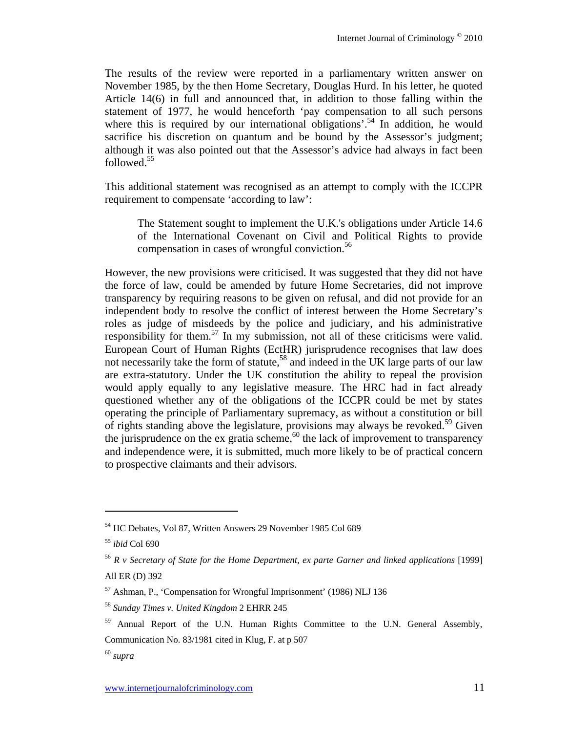The results of the review were reported in a parliamentary written answer on November 1985, by the then Home Secretary, Douglas Hurd. In his letter, he quoted Article 14(6) in full and announced that, in addition to those falling within the statement of 1977, he would henceforth 'pay compensation to all such persons where this is required by our international obligations'.[54] In addition, he would sacrifice his discretion on quantum and be bound by the Assessor's judgment; although it was also pointed out that the Assessor's advice had always in fact been followed.[55]

This additional statement was recognised as an attempt to comply with the ICCPR requirement to compensate 'according to law':

> The Statement sought to implement the U.K.'s obligations under Article 14.6 of the International Covenant on Civil and Political Rights to provide compensation in cases of wrongful conviction.[56]

However, the new provisions were criticised. It was suggested that they did not have the force of law, could be amended by future Home Secretaries, did not improve transparency by requiring reasons to be given on refusal, and did not provide for an independent body to resolve the conflict of interest between the Home Secretary's roles as judge of misdeeds by the police and judiciary, and his administrative responsibility for them.[57] In my submission, not all of these criticisms were valid. European Court of Human Rights (EctHR) jurisprudence recognises that law does not necessarily take the form of statute,[58] and indeed in the UK large parts of our law are extra-statutory. Under the UK constitution the ability to repeal the provision would apply equally to any legislative measure. The HRC had in fact already questioned whether any of the obligations of the ICCPR could be met by states operating the principle of Parliamentary supremacy, as without a constitution or bill of rights standing above the legislature, provisions may always be revoked.[59] Given the jurisprudence on the ex gratia scheme,[60] the lack of improvement to transparency and independence were, it is submitted, much more likely to be of practical concern to prospective claimants and their advisors.

---

[54] HC Debates, Vol 87, Written Answers 29 November 1985 Col 689

[55] *ibid* Col 690

[56] *R v Secretary of State for the Home Department, ex parte Garner and linked applications* [1999] All ER (D) 392

[57] Ashman, P., 'Compensation for Wrongful Imprisonment' (1986) NLJ 136

[58] *Sunday Times v. United Kingdom* 2 EHRR 245

[59] Annual Report of the U.N. Human Rights Committee to the U.N. General Assembly, Communication No. 83/1981 cited in Klug, F. at p 507

[60] *supra*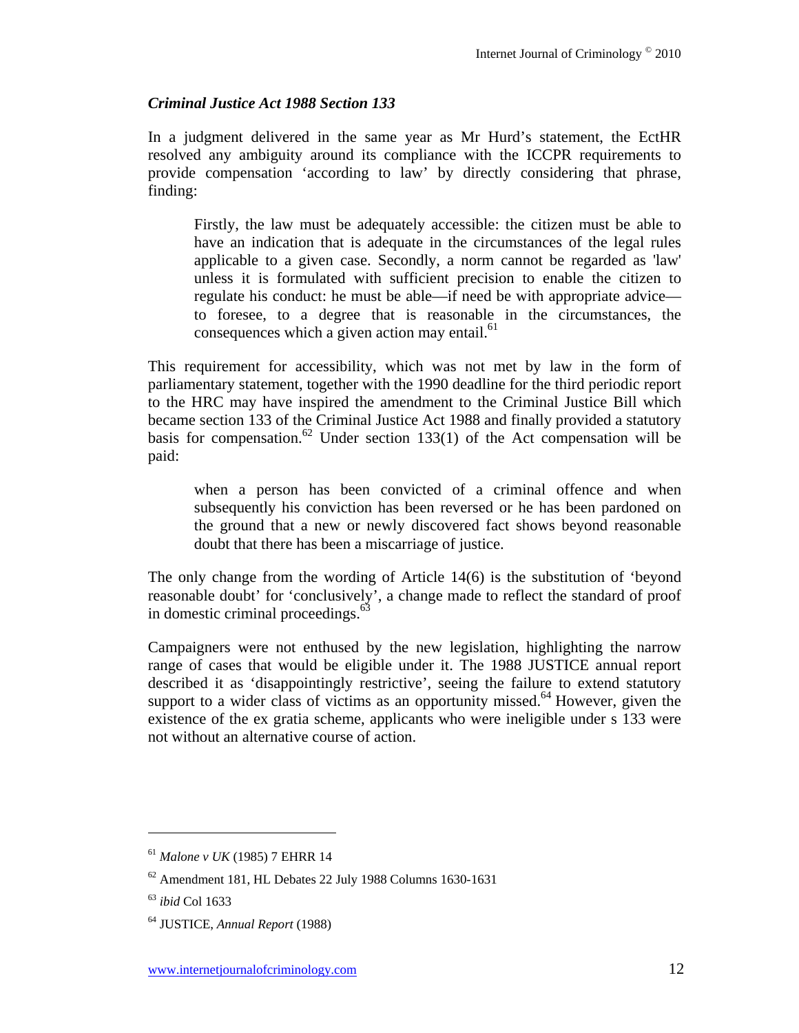***Criminal Justice Act 1988 Section 133***

In a judgment delivered in the same year as Mr Hurd's statement, the EctHR resolved any ambiguity around its compliance with the ICCPR requirements to provide compensation 'according to law' by directly considering that phrase, finding:

> Firstly, the law must be adequately accessible: the citizen must be able to have an indication that is adequate in the circumstances of the legal rules applicable to a given case. Secondly, a norm cannot be regarded as 'law' unless it is formulated with sufficient precision to enable the citizen to regulate his conduct: he must be able—if need be with appropriate advice—to foresee, to a degree that is reasonable in the circumstances, the consequences which a given action may entail.[61]

This requirement for accessibility, which was not met by law in the form of parliamentary statement, together with the 1990 deadline for the third periodic report to the HRC may have inspired the amendment to the Criminal Justice Bill which became section 133 of the Criminal Justice Act 1988 and finally provided a statutory basis for compensation.[62] Under section 133(1) of the Act compensation will be paid:

> when a person has been convicted of a criminal offence and when subsequently his conviction has been reversed or he has been pardoned on the ground that a new or newly discovered fact shows beyond reasonable doubt that there has been a miscarriage of justice.

The only change from the wording of Article 14(6) is the substitution of 'beyond reasonable doubt' for 'conclusively', a change made to reflect the standard of proof in domestic criminal proceedings.[63]

Campaigners were not enthused by the new legislation, highlighting the narrow range of cases that would be eligible under it. The 1988 JUSTICE annual report described it as 'disappointingly restrictive', seeing the failure to extend statutory support to a wider class of victims as an opportunity missed.[64] However, given the existence of the ex gratia scheme, applicants who were ineligible under s 133 were not without an alternative course of action.

---

[61] *Malone v UK* (1985) 7 EHRR 14

[62] Amendment 181, HL Debates 22 July 1988 Columns 1630-1631

[63] *ibid* Col 1633

[64] JUSTICE, *Annual Report* (1988)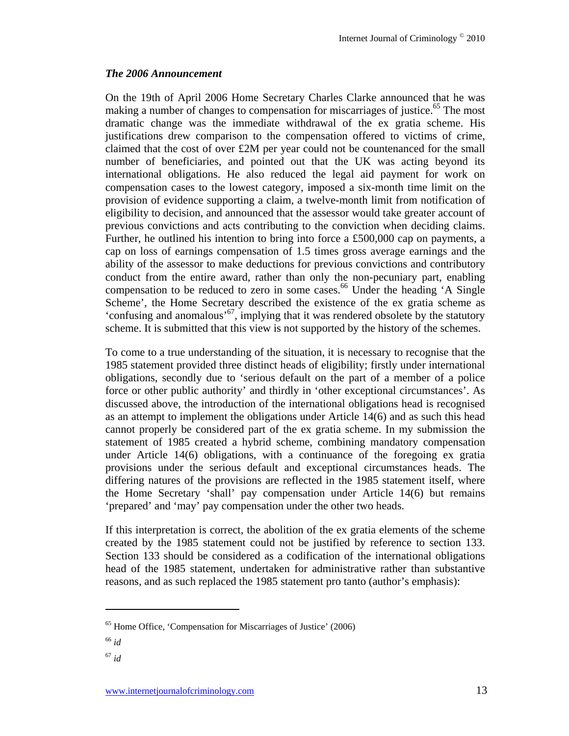### *The 2006 Announcement*

On the 19th of April 2006 Home Secretary Charles Clarke announced that he was making a number of changes to compensation for miscarriages of justice.[65] The most dramatic change was the immediate withdrawal of the ex gratia scheme. His justifications drew comparison to the compensation offered to victims of crime, claimed that the cost of over £2M per year could not be countenanced for the small number of beneficiaries, and pointed out that the UK was acting beyond its international obligations. He also reduced the legal aid payment for work on compensation cases to the lowest category, imposed a six-month time limit on the provision of evidence supporting a claim, a twelve-month limit from notification of eligibility to decision, and announced that the assessor would take greater account of previous convictions and acts contributing to the conviction when deciding claims. Further, he outlined his intention to bring into force a £500,000 cap on payments, a cap on loss of earnings compensation of 1.5 times gross average earnings and the ability of the assessor to make deductions for previous convictions and contributory conduct from the entire award, rather than only the non-pecuniary part, enabling compensation to be reduced to zero in some cases.[66] Under the heading 'A Single Scheme', the Home Secretary described the existence of the ex gratia scheme as 'confusing and anomalous'[67], implying that it was rendered obsolete by the statutory scheme. It is submitted that this view is not supported by the history of the schemes.

To come to a true understanding of the situation, it is necessary to recognise that the 1985 statement provided three distinct heads of eligibility; firstly under international obligations, secondly due to 'serious default on the part of a member of a police force or other public authority' and thirdly in 'other exceptional circumstances'. As discussed above, the introduction of the international obligations head is recognised as an attempt to implement the obligations under Article 14(6) and as such this head cannot properly be considered part of the ex gratia scheme. In my submission the statement of 1985 created a hybrid scheme, combining mandatory compensation under Article 14(6) obligations, with a continuance of the foregoing ex gratia provisions under the serious default and exceptional circumstances heads. The differing natures of the provisions are reflected in the 1985 statement itself, where the Home Secretary 'shall' pay compensation under Article 14(6) but remains 'prepared' and 'may' pay compensation under the other two heads.

If this interpretation is correct, the abolition of the ex gratia elements of the scheme created by the 1985 statement could not be justified by reference to section 133. Section 133 should be considered as a codification of the international obligations head of the 1985 statement, undertaken for administrative rather than substantive reasons, and as such replaced the 1985 statement pro tanto (author's emphasis):

---

[65] Home Office, 'Compensation for Miscarriages of Justice' (2006)

[66] *id*

[67] *id*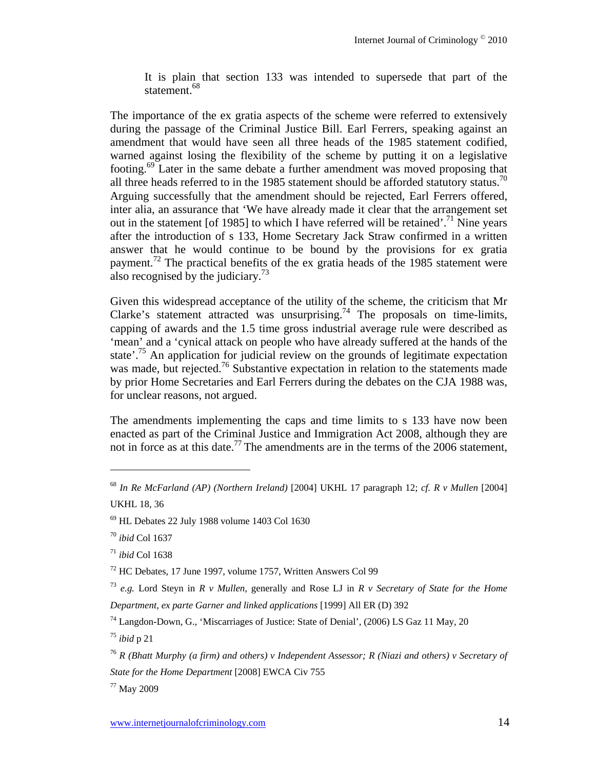> It is plain that section 133 was intended to supersede that part of the statement.[68]

The importance of the ex gratia aspects of the scheme were referred to extensively during the passage of the Criminal Justice Bill. Earl Ferrers, speaking against an amendment that would have seen all three heads of the 1985 statement codified, warned against losing the flexibility of the scheme by putting it on a legislative footing.[69] Later in the same debate a further amendment was moved proposing that all three heads referred to in the 1985 statement should be afforded statutory status.[70] Arguing successfully that the amendment should be rejected, Earl Ferrers offered, inter alia, an assurance that 'We have already made it clear that the arrangement set out in the statement [of 1985] to which I have referred will be retained'.[71] Nine years after the introduction of s 133, Home Secretary Jack Straw confirmed in a written answer that he would continue to be bound by the provisions for ex gratia payment.[72] The practical benefits of the ex gratia heads of the 1985 statement were also recognised by the judiciary.[73]

Given this widespread acceptance of the utility of the scheme, the criticism that Mr Clarke's statement attracted was unsurprising.[74] The proposals on time-limits, capping of awards and the 1.5 time gross industrial average rule were described as 'mean' and a 'cynical attack on people who have already suffered at the hands of the state'.[75] An application for judicial review on the grounds of legitimate expectation was made, but rejected.[76] Substantive expectation in relation to the statements made by prior Home Secretaries and Earl Ferrers during the debates on the CJA 1988 was, for unclear reasons, not argued.

The amendments implementing the caps and time limits to s 133 have now been enacted as part of the Criminal Justice and Immigration Act 2008, although they are not in force as at this date.[77] The amendments are in the terms of the 2006 statement,

---

[68] *In Re McFarland (AP) (Northern Ireland)* [2004] UKHL 17 paragraph 12; *cf. R v Mullen* [2004] UKHL 18, 36

[69] HL Debates 22 July 1988 volume 1403 Col 1630

[70] *ibid* Col 1637

[71] *ibid* Col 1638

[72] HC Debates, 17 June 1997, volume 1757, Written Answers Col 99

[73] *e.g.* Lord Steyn in *R v Mullen*, generally and Rose LJ in *R v Secretary of State for the Home Department, ex parte Garner and linked applications* [1999] All ER (D) 392

[74] Langdon-Down, G., 'Miscarriages of Justice: State of Denial', (2006) LS Gaz 11 May, 20

[75] *ibid* p 21

[76] *R (Bhatt Murphy (a firm) and others) v Independent Assessor; R (Niazi and others) v Secretary of State for the Home Department* [2008] EWCA Civ 755

[77] May 2009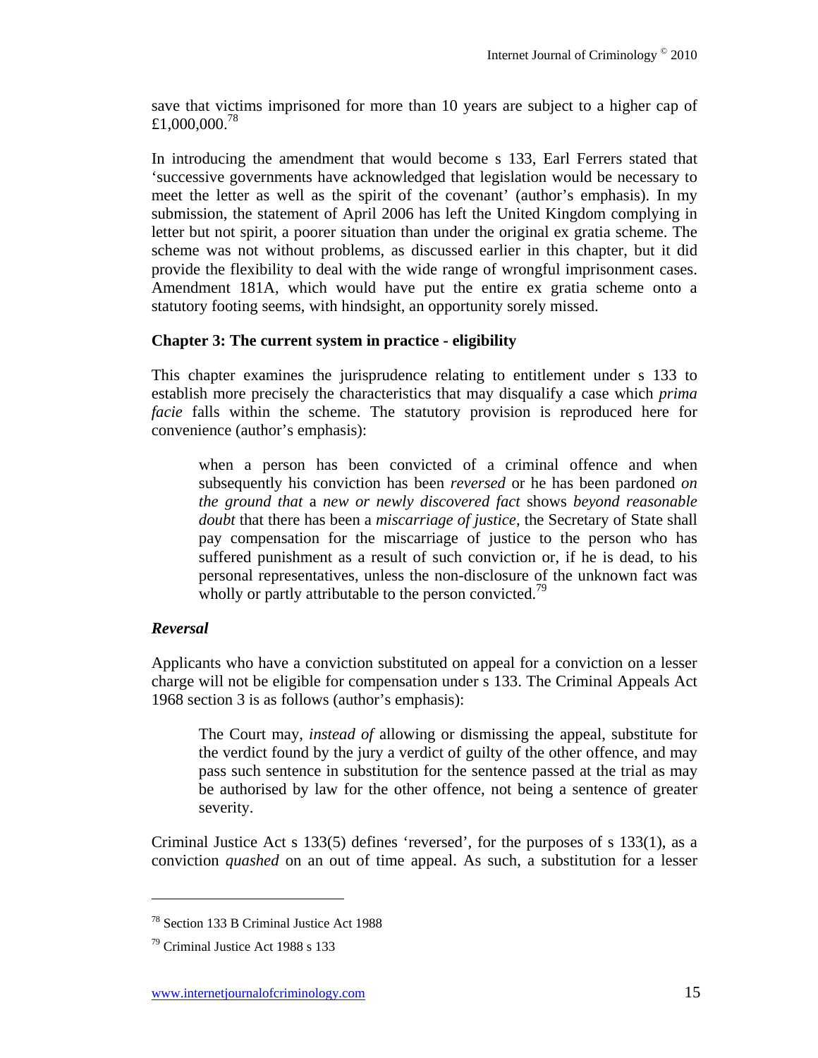save that victims imprisoned for more than 10 years are subject to a higher cap of £1,000,000.[78]

In introducing the amendment that would become s 133, Earl Ferrers stated that 'successive governments have acknowledged that legislation would be necessary to meet the letter as well as the spirit of the covenant' (author's emphasis). In my submission, the statement of April 2006 has left the United Kingdom complying in letter but not spirit, a poorer situation than under the original ex gratia scheme. The scheme was not without problems, as discussed earlier in this chapter, but it did provide the flexibility to deal with the wide range of wrongful imprisonment cases. Amendment 181A, which would have put the entire ex gratia scheme onto a statutory footing seems, with hindsight, an opportunity sorely missed.

## Chapter 3: The current system in practice - eligibility

This chapter examines the jurisprudence relating to entitlement under s 133 to establish more precisely the characteristics that may disqualify a case which *prima facie* falls within the scheme. The statutory provision is reproduced here for convenience (author's emphasis):

> when a person has been convicted of a criminal offence and when subsequently his conviction has been *reversed* or he has been pardoned *on the ground that* a *new or newly discovered fact* shows *beyond reasonable doubt* that there has been a *miscarriage of justice*, the Secretary of State shall pay compensation for the miscarriage of justice to the person who has suffered punishment as a result of such conviction or, if he is dead, to his personal representatives, unless the non-disclosure of the unknown fact was wholly or partly attributable to the person convicted.[79]

### *Reversal*

Applicants who have a conviction substituted on appeal for a conviction on a lesser charge will not be eligible for compensation under s 133. The Criminal Appeals Act 1968 section 3 is as follows (author's emphasis):

> The Court may, *instead of* allowing or dismissing the appeal, substitute for the verdict found by the jury a verdict of guilty of the other offence, and may pass such sentence in substitution for the sentence passed at the trial as may be authorised by law for the other offence, not being a sentence of greater severity.

Criminal Justice Act s 133(5) defines 'reversed', for the purposes of s 133(1), as a conviction *quashed* on an out of time appeal. As such, a substitution for a lesser

---

[78] Section 133 B Criminal Justice Act 1988

[79] Criminal Justice Act 1988 s 133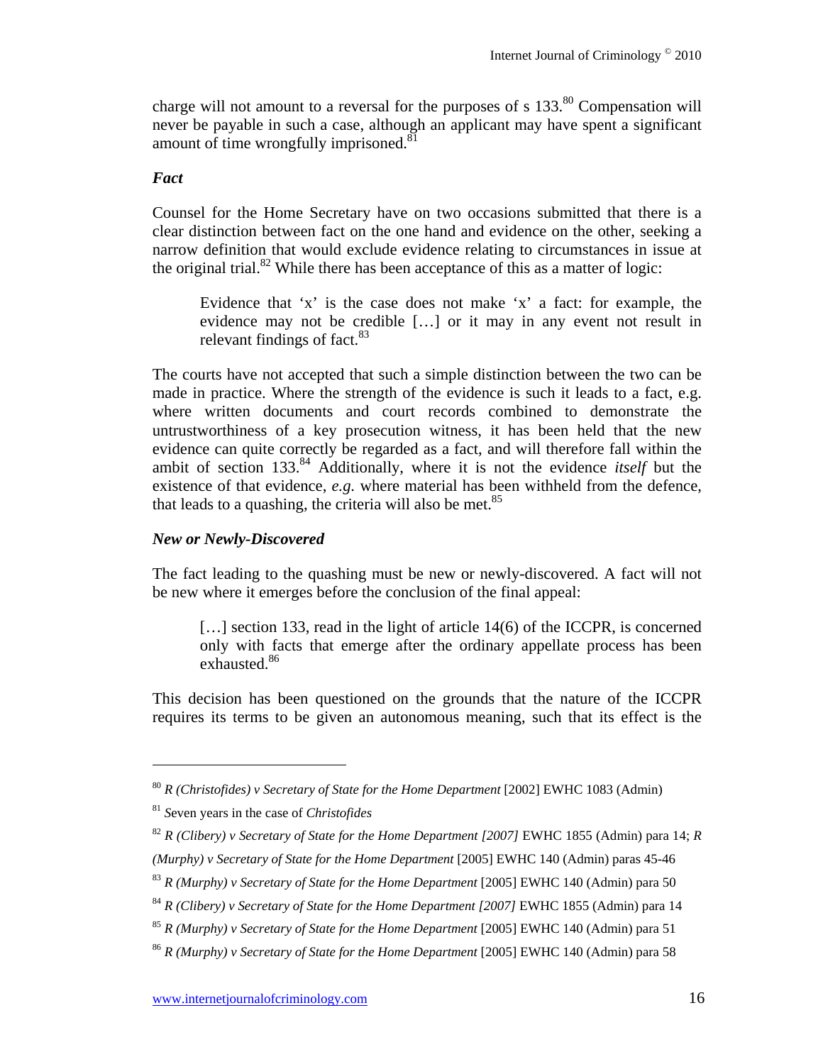charge will not amount to a reversal for the purposes of s 133.[80] Compensation will never be payable in such a case, although an applicant may have spent a significant amount of time wrongfully imprisoned.[81]

### *Fact*

Counsel for the Home Secretary have on two occasions submitted that there is a clear distinction between fact on the one hand and evidence on the other, seeking a narrow definition that would exclude evidence relating to circumstances in issue at the original trial.[82] While there has been acceptance of this as a matter of logic:

> Evidence that 'x' is the case does not make 'x' a fact: for example, the evidence may not be credible […] or it may in any event not result in relevant findings of fact.[83]

The courts have not accepted that such a simple distinction between the two can be made in practice. Where the strength of the evidence is such it leads to a fact, e.g. where written documents and court records combined to demonstrate the untrustworthiness of a key prosecution witness, it has been held that the new evidence can quite correctly be regarded as a fact, and will therefore fall within the ambit of section 133.[84] Additionally, where it is not the evidence *itself* but the existence of that evidence, *e.g.* where material has been withheld from the defence, that leads to a quashing, the criteria will also be met.[85]

### *New or Newly-Discovered*

The fact leading to the quashing must be new or newly-discovered. A fact will not be new where it emerges before the conclusion of the final appeal:

> […] section 133, read in the light of article 14(6) of the ICCPR, is concerned only with facts that emerge after the ordinary appellate process has been exhausted.[86]

This decision has been questioned on the grounds that the nature of the ICCPR requires its terms to be given an autonomous meaning, such that its effect is the

---

[80] *R (Christofides) v Secretary of State for the Home Department* [2002] EWHC 1083 (Admin)

[81] *S*even years in the case of *Christofides*

[82] *R (Clibery) v Secretary of State for the Home Department [2007]* EWHC 1855 (Admin) para 14; *R (Murphy) v Secretary of State for the Home Department* [2005] EWHC 140 (Admin) paras 45-46

[83] *R (Murphy) v Secretary of State for the Home Department* [2005] EWHC 140 (Admin) para 50

[84] *R (Clibery) v Secretary of State for the Home Department [2007]* EWHC 1855 (Admin) para 14

[85] *R (Murphy) v Secretary of State for the Home Department* [2005] EWHC 140 (Admin) para 51

[86] *R (Murphy) v Secretary of State for the Home Department* [2005] EWHC 140 (Admin) para 58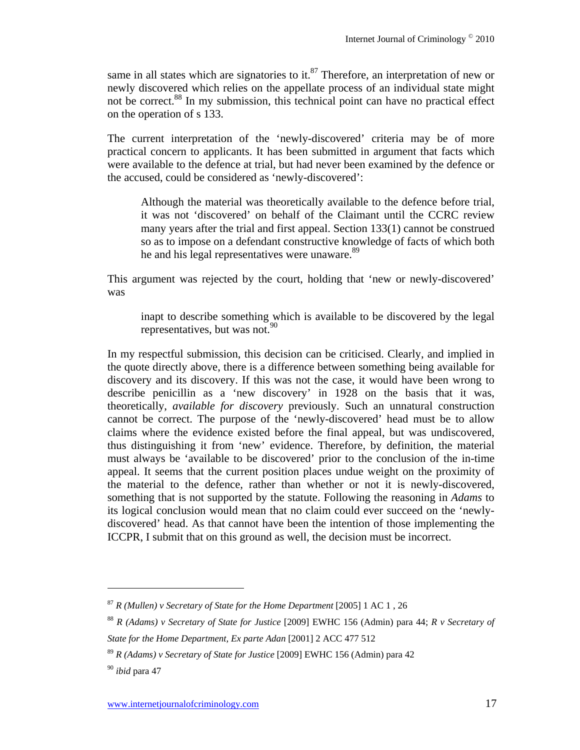same in all states which are signatories to it.[87] Therefore, an interpretation of new or newly discovered which relies on the appellate process of an individual state might not be correct.[88] In my submission, this technical point can have no practical effect on the operation of s 133.

The current interpretation of the 'newly-discovered' criteria may be of more practical concern to applicants. It has been submitted in argument that facts which were available to the defence at trial, but had never been examined by the defence or the accused, could be considered as 'newly-discovered':

> Although the material was theoretically available to the defence before trial, it was not 'discovered' on behalf of the Claimant until the CCRC review many years after the trial and first appeal. Section 133(1) cannot be construed so as to impose on a defendant constructive knowledge of facts of which both he and his legal representatives were unaware.[89]

This argument was rejected by the court, holding that 'new or newly-discovered' was

> inapt to describe something which is available to be discovered by the legal representatives, but was not.[90]

In my respectful submission, this decision can be criticised. Clearly, and implied in the quote directly above, there is a difference between something being available for discovery and its discovery. If this was not the case, it would have been wrong to describe penicillin as a 'new discovery' in 1928 on the basis that it was, theoretically, *available for discovery* previously. Such an unnatural construction cannot be correct. The purpose of the 'newly-discovered' head must be to allow claims where the evidence existed before the final appeal, but was undiscovered, thus distinguishing it from 'new' evidence. Therefore, by definition, the material must always be 'available to be discovered' prior to the conclusion of the in-time appeal. It seems that the current position places undue weight on the proximity of the material to the defence, rather than whether or not it is newly-discovered, something that is not supported by the statute. Following the reasoning in *Adams* to its logical conclusion would mean that no claim could ever succeed on the 'newly-discovered' head. As that cannot have been the intention of those implementing the ICCPR, I submit that on this ground as well, the decision must be incorrect.

---

[87] *R (Mullen) v Secretary of State for the Home Department* [2005] 1 AC 1 , 26

[88] *R (Adams) v Secretary of State for Justice* [2009] EWHC 156 (Admin) para 44; *R v Secretary of State for the Home Department, Ex parte Adan* [2001] 2 ACC 477 512

[89] *R (Adams) v Secretary of State for Justice* [2009] EWHC 156 (Admin) para 42

[90] *ibid* para 47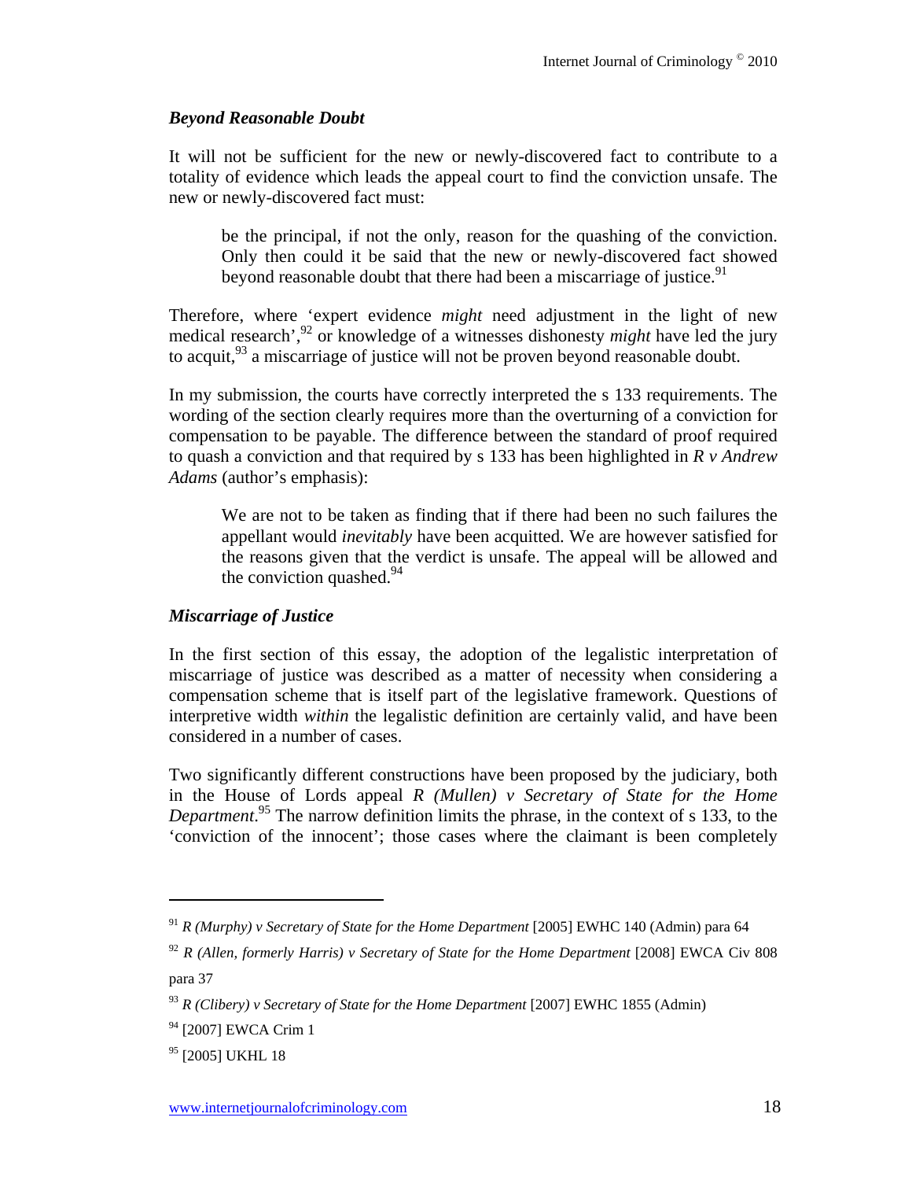### *Beyond Reasonable Doubt*

It will not be sufficient for the new or newly-discovered fact to contribute to a totality of evidence which leads the appeal court to find the conviction unsafe. The new or newly-discovered fact must:

> be the principal, if not the only, reason for the quashing of the conviction. Only then could it be said that the new or newly-discovered fact showed beyond reasonable doubt that there had been a miscarriage of justice.[91]

Therefore, where 'expert evidence *might* need adjustment in the light of new medical research',[92] or knowledge of a witnesses dishonesty *might* have led the jury to acquit,[93] a miscarriage of justice will not be proven beyond reasonable doubt.

In my submission, the courts have correctly interpreted the s 133 requirements. The wording of the section clearly requires more than the overturning of a conviction for compensation to be payable. The difference between the standard of proof required to quash a conviction and that required by s 133 has been highlighted in *R v Andrew Adams* (author's emphasis):

> We are not to be taken as finding that if there had been no such failures the appellant would *inevitably* have been acquitted. We are however satisfied for the reasons given that the verdict is unsafe. The appeal will be allowed and the conviction quashed.[94]

### *Miscarriage of Justice*

In the first section of this essay, the adoption of the legalistic interpretation of miscarriage of justice was described as a matter of necessity when considering a compensation scheme that is itself part of the legislative framework. Questions of interpretive width *within* the legalistic definition are certainly valid, and have been considered in a number of cases.

Two significantly different constructions have been proposed by the judiciary, both in the House of Lords appeal *R (Mullen) v Secretary of State for the Home Department*.[95] The narrow definition limits the phrase, in the context of s 133, to the 'conviction of the innocent'; those cases where the claimant is been completely

---

[91] *R (Murphy) v Secretary of State for the Home Department* [2005] EWHC 140 (Admin) para 64

[92] *R (Allen, formerly Harris) v Secretary of State for the Home Department* [2008] EWCA Civ 808 para 37

[93] *R (Clibery) v Secretary of State for the Home Department* [2007] EWHC 1855 (Admin)

[94] [2007] EWCA Crim 1

[95] [2005] UKHL 18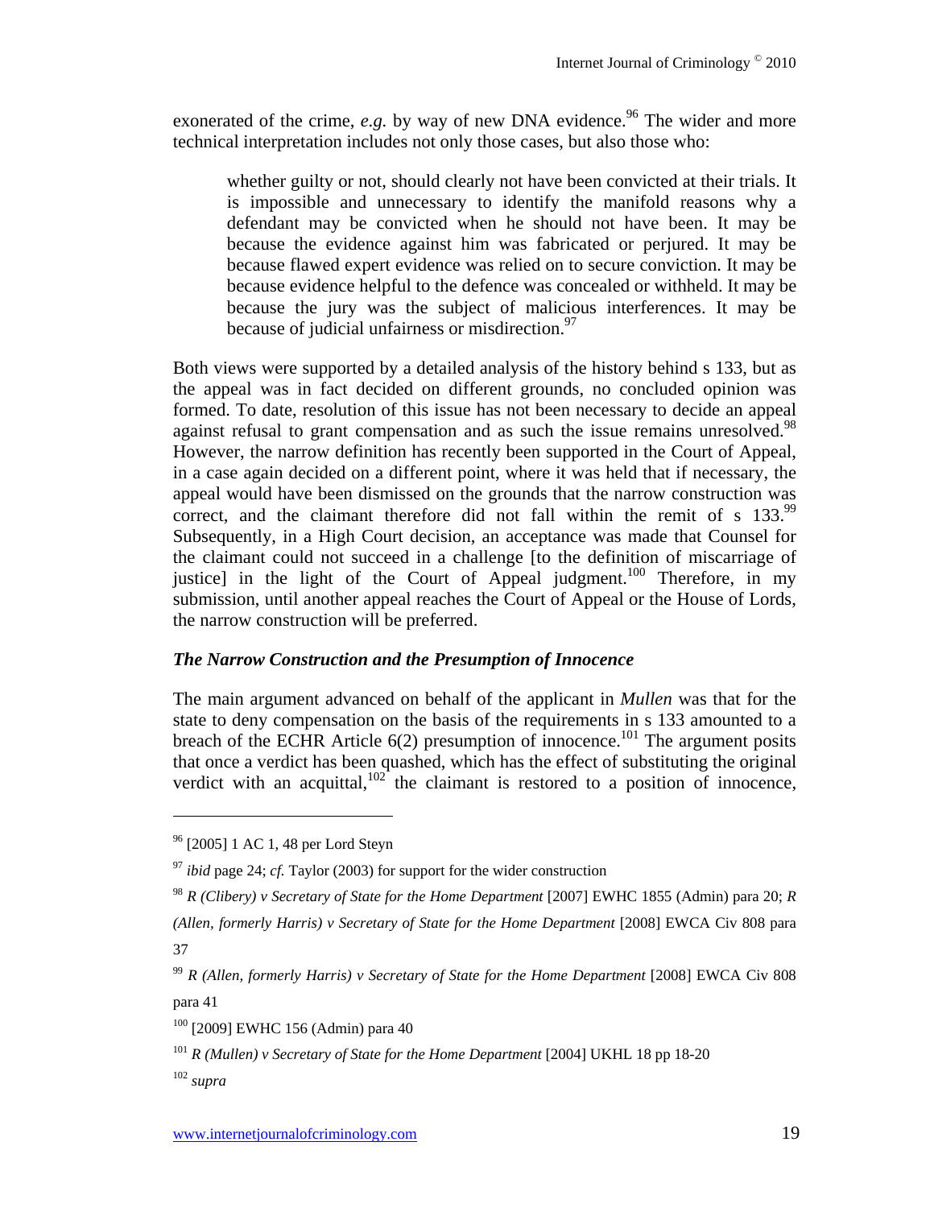exonerated of the crime, *e.g.* by way of new DNA evidence.[96] The wider and more technical interpretation includes not only those cases, but also those who:

> whether guilty or not, should clearly not have been convicted at their trials. It is impossible and unnecessary to identify the manifold reasons why a defendant may be convicted when he should not have been. It may be because the evidence against him was fabricated or perjured. It may be because flawed expert evidence was relied on to secure conviction. It may be because evidence helpful to the defence was concealed or withheld. It may be because the jury was the subject of malicious interferences. It may be because of judicial unfairness or misdirection.[97]

Both views were supported by a detailed analysis of the history behind s 133, but as the appeal was in fact decided on different grounds, no concluded opinion was formed. To date, resolution of this issue has not been necessary to decide an appeal against refusal to grant compensation and as such the issue remains unresolved.[98] However, the narrow definition has recently been supported in the Court of Appeal, in a case again decided on a different point, where it was held that if necessary, the appeal would have been dismissed on the grounds that the narrow construction was correct, and the claimant therefore did not fall within the remit of s 133.[99] Subsequently, in a High Court decision, an acceptance was made that Counsel for the claimant could not succeed in a challenge [to the definition of miscarriage of justice] in the light of the Court of Appeal judgment.[100] Therefore, in my submission, until another appeal reaches the Court of Appeal or the House of Lords, the narrow construction will be preferred.

### *The Narrow Construction and the Presumption of Innocence*

The main argument advanced on behalf of the applicant in *Mullen* was that for the state to deny compensation on the basis of the requirements in s 133 amounted to a breach of the ECHR Article 6(2) presumption of innocence.[101] The argument posits that once a verdict has been quashed, which has the effect of substituting the original verdict with an acquittal,[102] the claimant is restored to a position of innocence,

---

[96] [2005] 1 AC 1, 48 per Lord Steyn

[97] *ibid* page 24; *cf.* Taylor (2003) for support for the wider construction

[98] *R (Clibery) v Secretary of State for the Home Department* [2007] EWHC 1855 (Admin) para 20; *R (Allen, formerly Harris) v Secretary of State for the Home Department* [2008] EWCA Civ 808 para 37

[99] *R (Allen, formerly Harris) v Secretary of State for the Home Department* [2008] EWCA Civ 808 para 41

[100] [2009] EWHC 156 (Admin) para 40

[101] *R (Mullen) v Secretary of State for the Home Department* [2004] UKHL 18 pp 18-20

[102] *supra*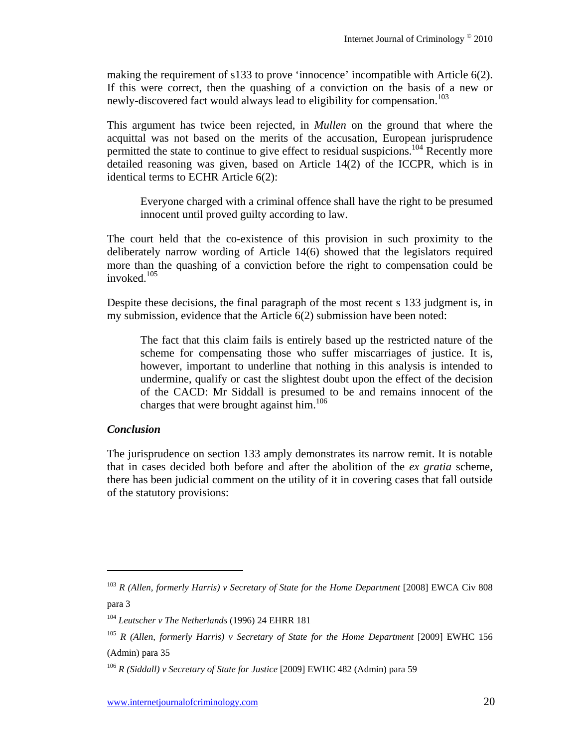making the requirement of s133 to prove 'innocence' incompatible with Article 6(2). If this were correct, then the quashing of a conviction on the basis of a new or newly-discovered fact would always lead to eligibility for compensation.[103]

This argument has twice been rejected, in *Mullen* on the ground that where the acquittal was not based on the merits of the accusation, European jurisprudence permitted the state to continue to give effect to residual suspicions.[104] Recently more detailed reasoning was given, based on Article 14(2) of the ICCPR, which is in identical terms to ECHR Article 6(2):

> Everyone charged with a criminal offence shall have the right to be presumed innocent until proved guilty according to law.

The court held that the co-existence of this provision in such proximity to the deliberately narrow wording of Article 14(6) showed that the legislators required more than the quashing of a conviction before the right to compensation could be invoked.[105]

Despite these decisions, the final paragraph of the most recent s 133 judgment is, in my submission, evidence that the Article 6(2) submission have been noted:

> The fact that this claim fails is entirely based up the restricted nature of the scheme for compensating those who suffer miscarriages of justice. It is, however, important to underline that nothing in this analysis is intended to undermine, qualify or cast the slightest doubt upon the effect of the decision of the CACD: Mr Siddall is presumed to be and remains innocent of the charges that were brought against him.[106]

### *Conclusion*

The jurisprudence on section 133 amply demonstrates its narrow remit. It is notable that in cases decided both before and after the abolition of the *ex gratia* scheme, there has been judicial comment on the utility of it in covering cases that fall outside of the statutory provisions:

---

[103] *R (Allen, formerly Harris) v Secretary of State for the Home Department* [2008] EWCA Civ 808 para 3

[104] *Leutscher v The Netherlands* (1996) 24 EHRR 181

[105] *R (Allen, formerly Harris) v Secretary of State for the Home Department* [2009] EWHC 156 (Admin) para 35

[106] *R (Siddall) v Secretary of State for Justice* [2009] EWHC 482 (Admin) para 59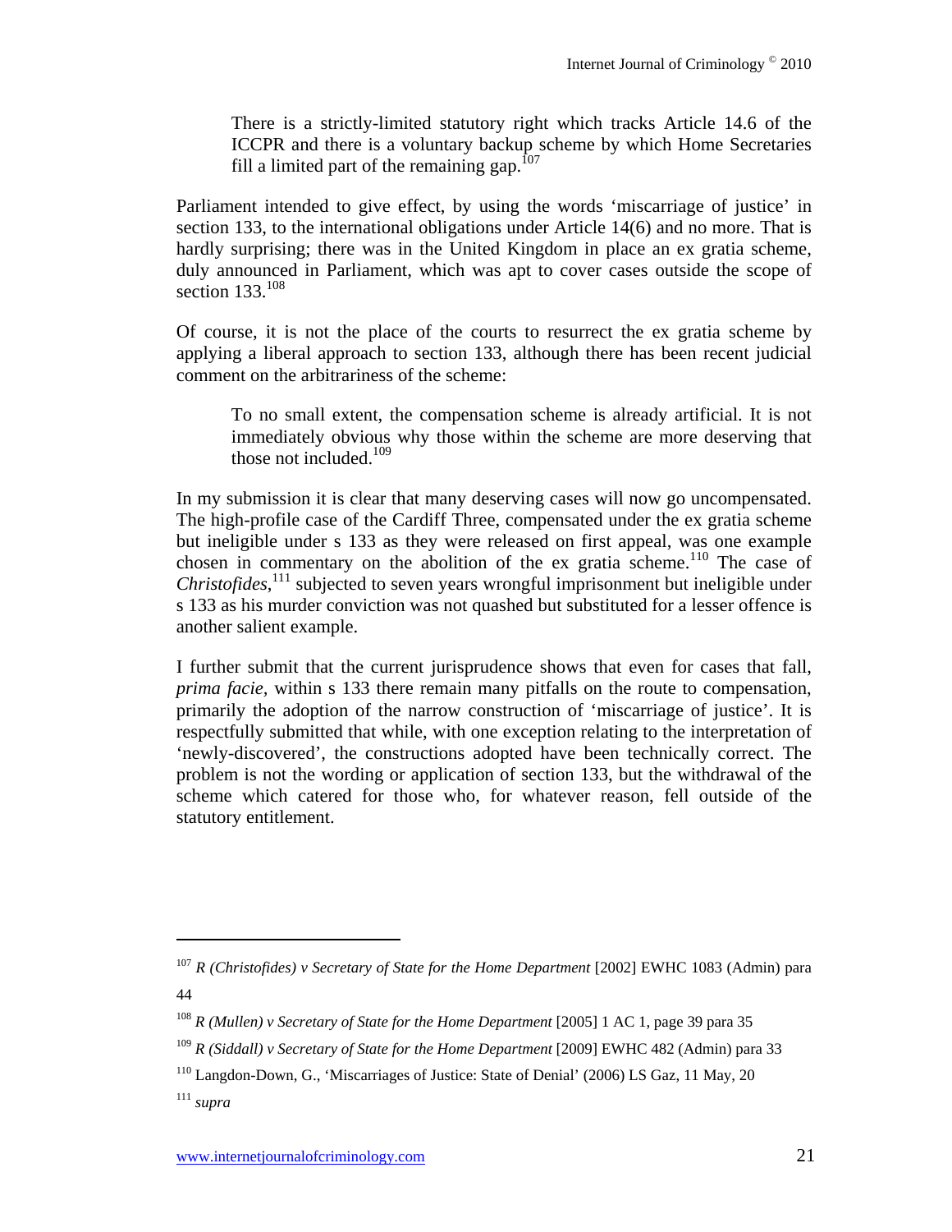> There is a strictly-limited statutory right which tracks Article 14.6 of the ICCPR and there is a voluntary backup scheme by which Home Secretaries fill a limited part of the remaining gap.[107]

Parliament intended to give effect, by using the words 'miscarriage of justice' in section 133, to the international obligations under Article 14(6) and no more. That is hardly surprising; there was in the United Kingdom in place an ex gratia scheme, duly announced in Parliament, which was apt to cover cases outside the scope of section 133.[108]

Of course, it is not the place of the courts to resurrect the ex gratia scheme by applying a liberal approach to section 133, although there has been recent judicial comment on the arbitrariness of the scheme:

> To no small extent, the compensation scheme is already artificial. It is not immediately obvious why those within the scheme are more deserving that those not included.[109]

In my submission it is clear that many deserving cases will now go uncompensated. The high-profile case of the Cardiff Three, compensated under the ex gratia scheme but ineligible under s 133 as they were released on first appeal, was one example chosen in commentary on the abolition of the ex gratia scheme.[110] The case of *Christofides*,[111] subjected to seven years wrongful imprisonment but ineligible under s 133 as his murder conviction was not quashed but substituted for a lesser offence is another salient example.

I further submit that the current jurisprudence shows that even for cases that fall, *prima facie*, within s 133 there remain many pitfalls on the route to compensation, primarily the adoption of the narrow construction of 'miscarriage of justice'. It is respectfully submitted that while, with one exception relating to the interpretation of 'newly-discovered', the constructions adopted have been technically correct. The problem is not the wording or application of section 133, but the withdrawal of the scheme which catered for those who, for whatever reason, fell outside of the statutory entitlement.

---

[107] *R (Christofides) v Secretary of State for the Home Department* [2002] EWHC 1083 (Admin) para 44

[108] *R (Mullen) v Secretary of State for the Home Department* [2005] 1 AC 1, page 39 para 35

[109] *R (Siddall) v Secretary of State for the Home Department* [2009] EWHC 482 (Admin) para 33

[110] Langdon-Down, G., 'Miscarriages of Justice: State of Denial' (2006) LS Gaz, 11 May, 20

[111] *supra*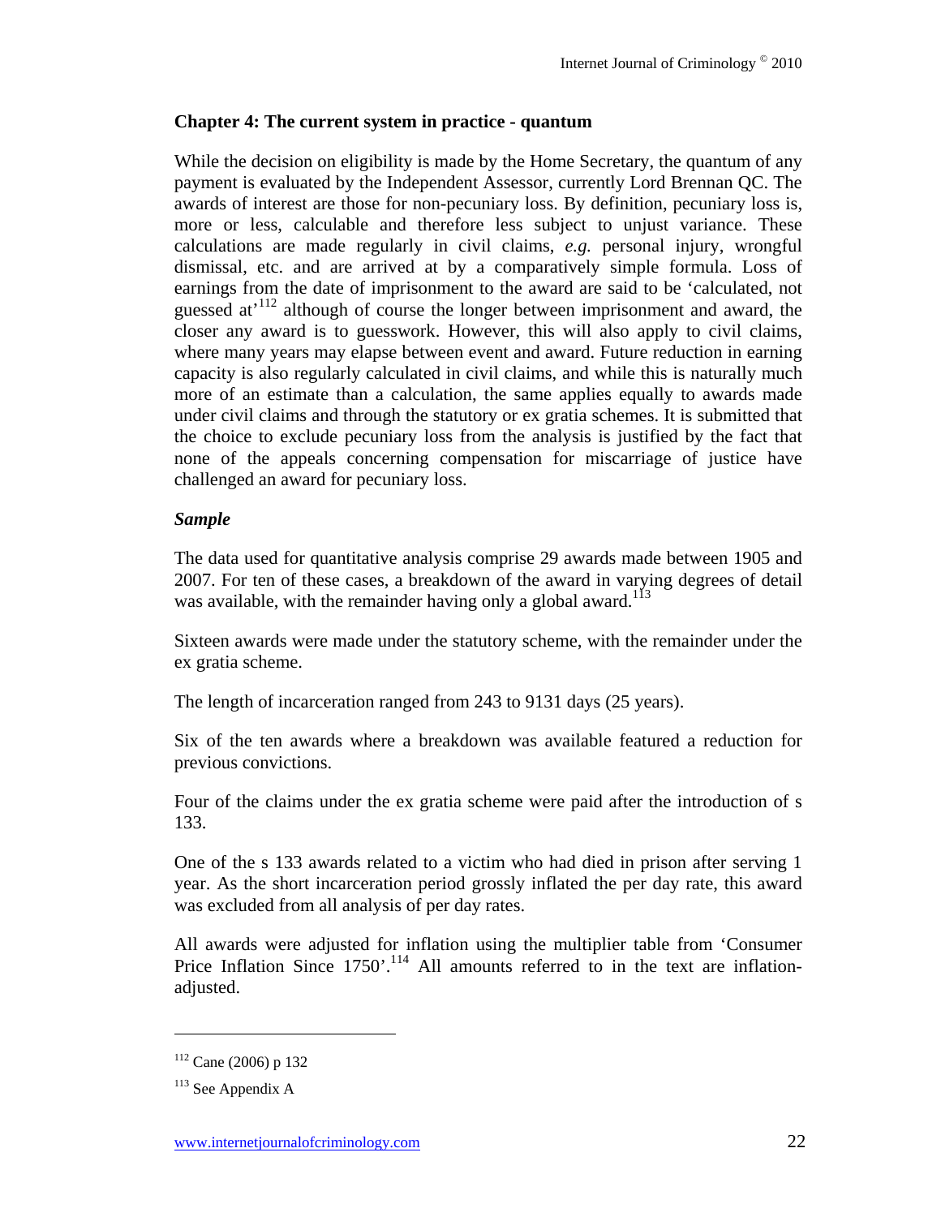## Chapter 4: The current system in practice - quantum

While the decision on eligibility is made by the Home Secretary, the quantum of any payment is evaluated by the Independent Assessor, currently Lord Brennan QC. The awards of interest are those for non-pecuniary loss. By definition, pecuniary loss is, more or less, calculable and therefore less subject to unjust variance. These calculations are made regularly in civil claims, *e.g.* personal injury, wrongful dismissal, etc. and are arrived at by a comparatively simple formula. Loss of earnings from the date of imprisonment to the award are said to be 'calculated, not guessed at'[112] although of course the longer between imprisonment and award, the closer any award is to guesswork. However, this will also apply to civil claims, where many years may elapse between event and award. Future reduction in earning capacity is also regularly calculated in civil claims, and while this is naturally much more of an estimate than a calculation, the same applies equally to awards made under civil claims and through the statutory or ex gratia schemes. It is submitted that the choice to exclude pecuniary loss from the analysis is justified by the fact that none of the appeals concerning compensation for miscarriage of justice have challenged an award for pecuniary loss.

### *Sample*

The data used for quantitative analysis comprise 29 awards made between 1905 and 2007. For ten of these cases, a breakdown of the award in varying degrees of detail was available, with the remainder having only a global award.[113]

Sixteen awards were made under the statutory scheme, with the remainder under the ex gratia scheme.

The length of incarceration ranged from 243 to 9131 days (25 years).

Six of the ten awards where a breakdown was available featured a reduction for previous convictions.

Four of the claims under the ex gratia scheme were paid after the introduction of s 133.

One of the s 133 awards related to a victim who had died in prison after serving 1 year. As the short incarceration period grossly inflated the per day rate, this award was excluded from all analysis of per day rates.

All awards were adjusted for inflation using the multiplier table from 'Consumer Price Inflation Since 1750'.[114] All amounts referred to in the text are inflation-adjusted.

---

[112] Cane (2006) p 132

[113] See Appendix A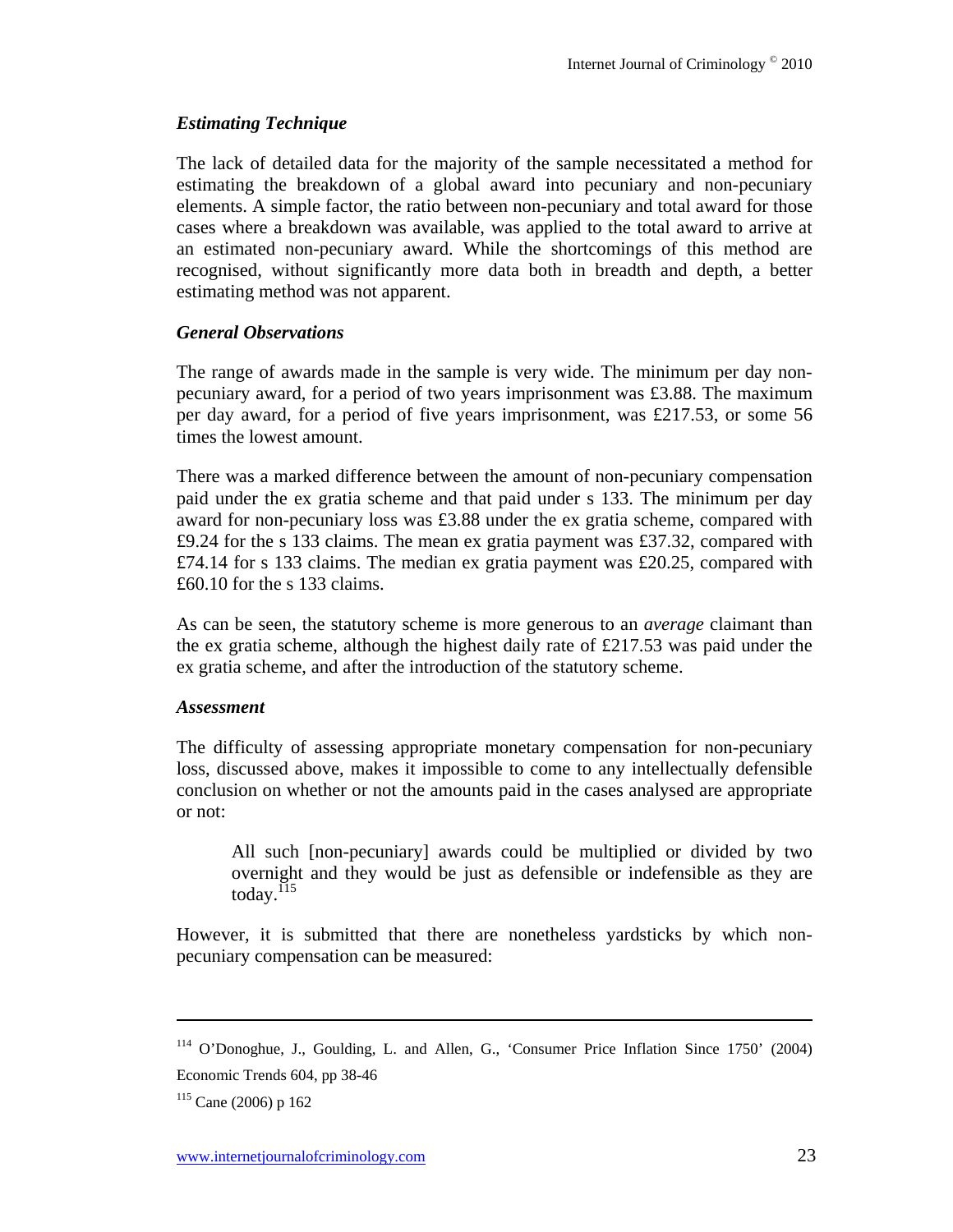### *Estimating Technique*

The lack of detailed data for the majority of the sample necessitated a method for estimating the breakdown of a global award into pecuniary and non-pecuniary elements. A simple factor, the ratio between non-pecuniary and total award for those cases where a breakdown was available, was applied to the total award to arrive at an estimated non-pecuniary award. While the shortcomings of this method are recognised, without significantly more data both in breadth and depth, a better estimating method was not apparent.

### *General Observations*

The range of awards made in the sample is very wide. The minimum per day non-pecuniary award, for a period of two years imprisonment was £3.88. The maximum per day award, for a period of five years imprisonment, was £217.53, or some 56 times the lowest amount.

There was a marked difference between the amount of non-pecuniary compensation paid under the ex gratia scheme and that paid under s 133. The minimum per day award for non-pecuniary loss was £3.88 under the ex gratia scheme, compared with £9.24 for the s 133 claims. The mean ex gratia payment was £37.32, compared with £74.14 for s 133 claims. The median ex gratia payment was £20.25, compared with £60.10 for the s 133 claims.

As can be seen, the statutory scheme is more generous to an *average* claimant than the ex gratia scheme, although the highest daily rate of £217.53 was paid under the ex gratia scheme, and after the introduction of the statutory scheme.

### *Assessment*

The difficulty of assessing appropriate monetary compensation for non-pecuniary loss, discussed above, makes it impossible to come to any intellectually defensible conclusion on whether or not the amounts paid in the cases analysed are appropriate or not:

> All such [non-pecuniary] awards could be multiplied or divided by two overnight and they would be just as defensible or indefensible as they are today.[115]

However, it is submitted that there are nonetheless yardsticks by which non-pecuniary compensation can be measured:

---

[114] O'Donoghue, J., Goulding, L. and Allen, G., 'Consumer Price Inflation Since 1750' (2004) Economic Trends 604, pp 38-46

[115] Cane (2006) p 162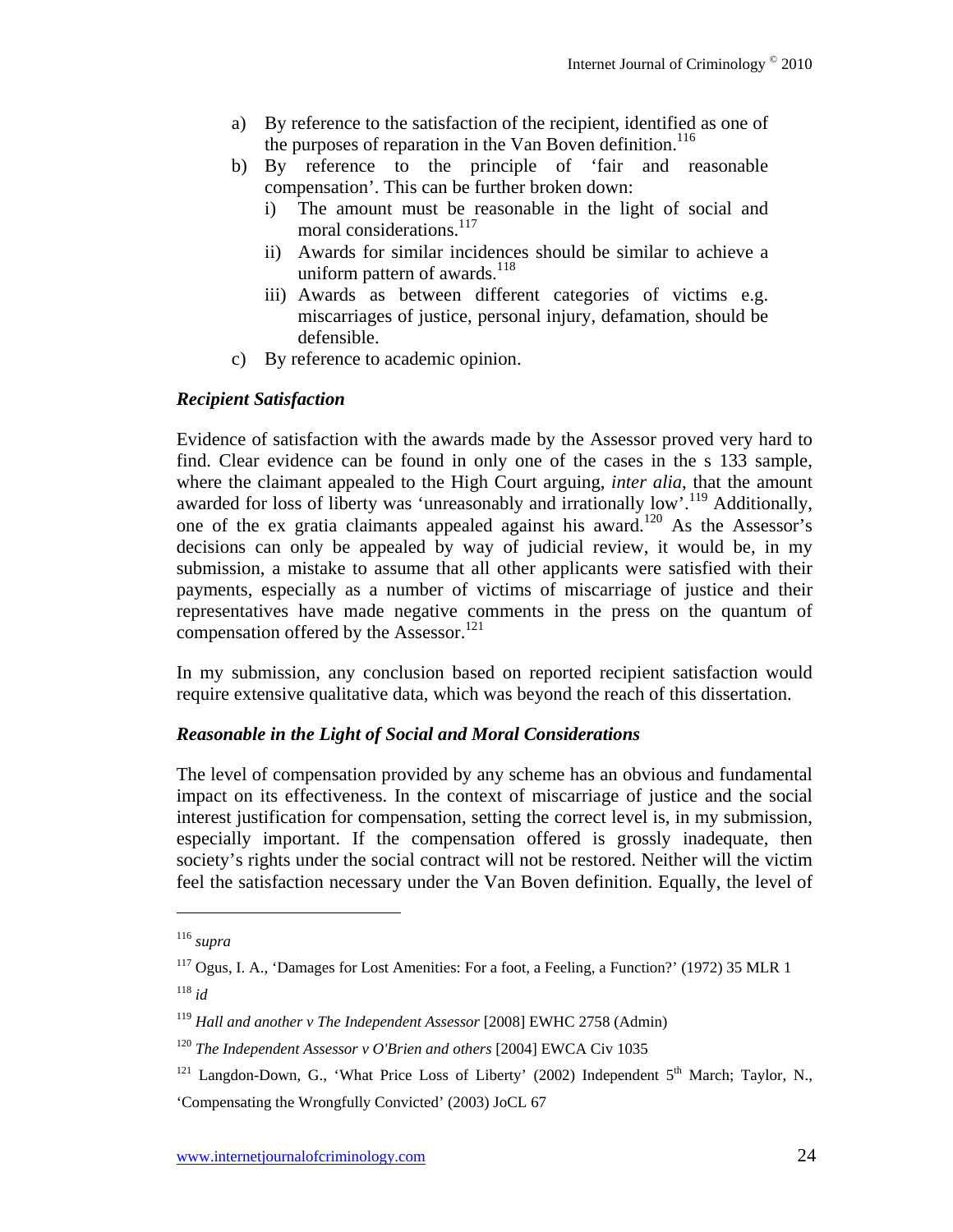a) By reference to the satisfaction of the recipient, identified as one of the purposes of reparation in the Van Boven definition.[116]
b) By reference to the principle of 'fair and reasonable compensation'. This can be further broken down:
   i) The amount must be reasonable in the light of social and moral considerations.[117]
   ii) Awards for similar incidences should be similar to achieve a uniform pattern of awards.[118]
   iii) Awards as between different categories of victims e.g. miscarriages of justice, personal injury, defamation, should be defensible.
c) By reference to academic opinion.

***Recipient Satisfaction***

Evidence of satisfaction with the awards made by the Assessor proved very hard to find. Clear evidence can be found in only one of the cases in the s 133 sample, where the claimant appealed to the High Court arguing, *inter alia*, that the amount awarded for loss of liberty was 'unreasonably and irrationally low'.[119] Additionally, one of the ex gratia claimants appealed against his award.[120] As the Assessor's decisions can only be appealed by way of judicial review, it would be, in my submission, a mistake to assume that all other applicants were satisfied with their payments, especially as a number of victims of miscarriage of justice and their representatives have made negative comments in the press on the quantum of compensation offered by the Assessor.[121]

In my submission, any conclusion based on reported recipient satisfaction would require extensive qualitative data, which was beyond the reach of this dissertation.

***Reasonable in the Light of Social and Moral Considerations***

The level of compensation provided by any scheme has an obvious and fundamental impact on its effectiveness. In the context of miscarriage of justice and the social interest justification for compensation, setting the correct level is, in my submission, especially important. If the compensation offered is grossly inadequate, then society's rights under the social contract will not be restored. Neither will the victim feel the satisfaction necessary under the Van Boven definition. Equally, the level of

---

[116] *supra*

[117] Ogus, I. A., 'Damages for Lost Amenities: For a foot, a Feeling, a Function?' (1972) 35 MLR 1

[118] *id*

[119] *Hall and another v The Independent Assessor* [2008] EWHC 2758 (Admin)

[120] *The Independent Assessor v O'Brien and others* [2004] EWCA Civ 1035

[121] Langdon-Down, G., 'What Price Loss of Liberty' (2002) Independent 5th March; Taylor, N., 'Compensating the Wrongfully Convicted' (2003) JoCL 67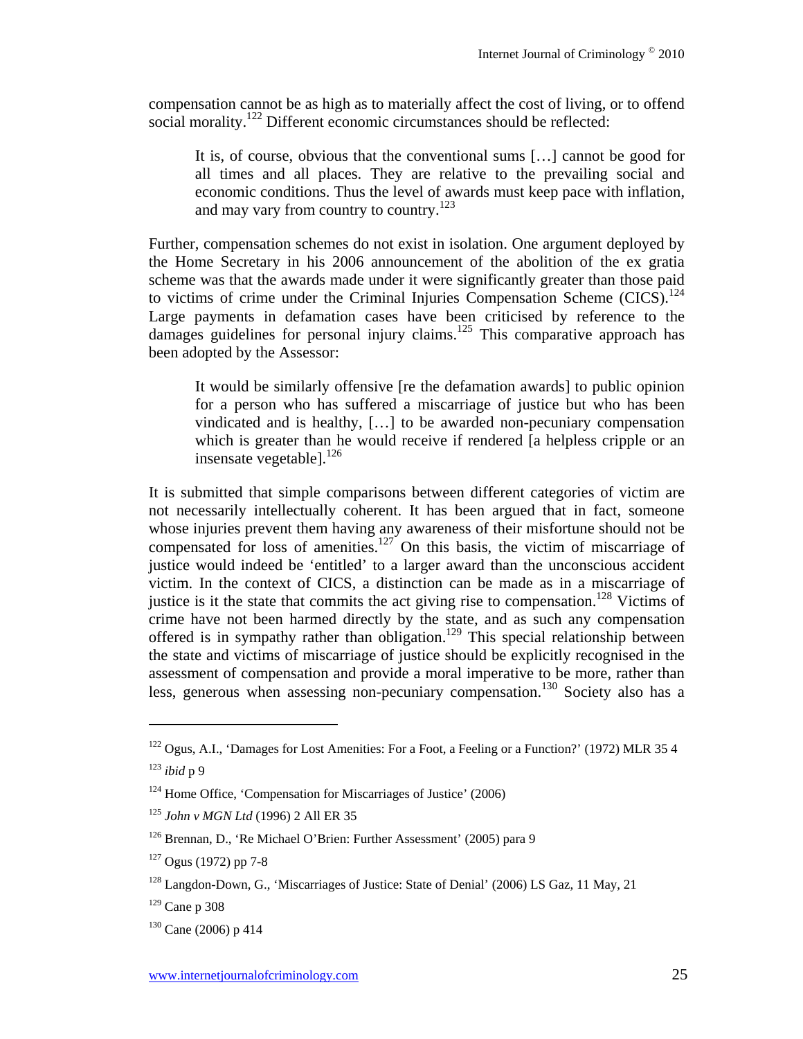compensation cannot be as high as to materially affect the cost of living, or to offend social morality.[122] Different economic circumstances should be reflected:

> It is, of course, obvious that the conventional sums […] cannot be good for all times and all places. They are relative to the prevailing social and economic conditions. Thus the level of awards must keep pace with inflation, and may vary from country to country.[123]

Further, compensation schemes do not exist in isolation. One argument deployed by the Home Secretary in his 2006 announcement of the abolition of the ex gratia scheme was that the awards made under it were significantly greater than those paid to victims of crime under the Criminal Injuries Compensation Scheme (CICS).[124] Large payments in defamation cases have been criticised by reference to the damages guidelines for personal injury claims.[125] This comparative approach has been adopted by the Assessor:

> It would be similarly offensive [re the defamation awards] to public opinion for a person who has suffered a miscarriage of justice but who has been vindicated and is healthy, […] to be awarded non-pecuniary compensation which is greater than he would receive if rendered [a helpless cripple or an insensate vegetable].[126]

It is submitted that simple comparisons between different categories of victim are not necessarily intellectually coherent. It has been argued that in fact, someone whose injuries prevent them having any awareness of their misfortune should not be compensated for loss of amenities.[127] On this basis, the victim of miscarriage of justice would indeed be 'entitled' to a larger award than the unconscious accident victim. In the context of CICS, a distinction can be made as in a miscarriage of justice is it the state that commits the act giving rise to compensation.[128] Victims of crime have not been harmed directly by the state, and as such any compensation offered is in sympathy rather than obligation.[129] This special relationship between the state and victims of miscarriage of justice should be explicitly recognised in the assessment of compensation and provide a moral imperative to be more, rather than less, generous when assessing non-pecuniary compensation.[130] Society also has a

---

[122] Ogus, A.I., 'Damages for Lost Amenities: For a Foot, a Feeling or a Function?' (1972) MLR 35 4

[123] *ibid* p 9

[124] Home Office, 'Compensation for Miscarriages of Justice' (2006)

[125] *John v MGN Ltd* (1996) 2 All ER 35

[126] Brennan, D., 'Re Michael O'Brien: Further Assessment' (2005) para 9

[127] Ogus (1972) pp 7-8

[128] Langdon-Down, G., 'Miscarriages of Justice: State of Denial' (2006) LS Gaz, 11 May, 21

[129] Cane p 308

[130] Cane (2006) p 414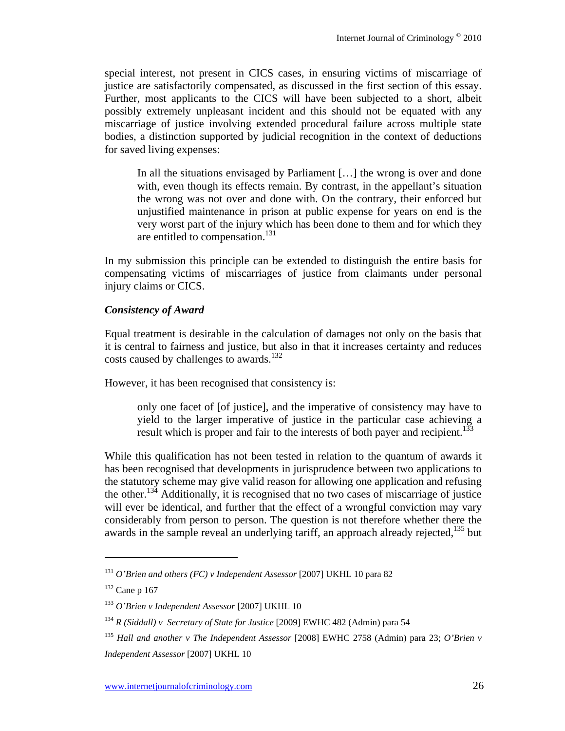special interest, not present in CICS cases, in ensuring victims of miscarriage of justice are satisfactorily compensated, as discussed in the first section of this essay. Further, most applicants to the CICS will have been subjected to a short, albeit possibly extremely unpleasant incident and this should not be equated with any miscarriage of justice involving extended procedural failure across multiple state bodies, a distinction supported by judicial recognition in the context of deductions for saved living expenses:

> In all the situations envisaged by Parliament […] the wrong is over and done with, even though its effects remain. By contrast, in the appellant's situation the wrong was not over and done with. On the contrary, their enforced but unjustified maintenance in prison at public expense for years on end is the very worst part of the injury which has been done to them and for which they are entitled to compensation.[131]

In my submission this principle can be extended to distinguish the entire basis for compensating victims of miscarriages of justice from claimants under personal injury claims or CICS.

***Consistency of Award***

Equal treatment is desirable in the calculation of damages not only on the basis that it is central to fairness and justice, but also in that it increases certainty and reduces costs caused by challenges to awards.[132]

However, it has been recognised that consistency is:

> only one facet of [of justice], and the imperative of consistency may have to yield to the larger imperative of justice in the particular case achieving a result which is proper and fair to the interests of both payer and recipient.[133]

While this qualification has not been tested in relation to the quantum of awards it has been recognised that developments in jurisprudence between two applications to the statutory scheme may give valid reason for allowing one application and refusing the other.[134] Additionally, it is recognised that no two cases of miscarriage of justice will ever be identical, and further that the effect of a wrongful conviction may vary considerably from person to person. The question is not therefore whether there the awards in the sample reveal an underlying tariff, an approach already rejected,[135] but

---

[131] *O'Brien and others (FC) v Independent Assessor* [2007] UKHL 10 para 82

[132] Cane p 167

[133] *O'Brien v Independent Assessor* [2007] UKHL 10

[134] *R (Siddall) v Secretary of State for Justice* [2009] EWHC 482 (Admin) para 54

[135] *Hall and another v The Independent Assessor* [2008] EWHC 2758 (Admin) para 23; *O'Brien v Independent Assessor* [2007] UKHL 10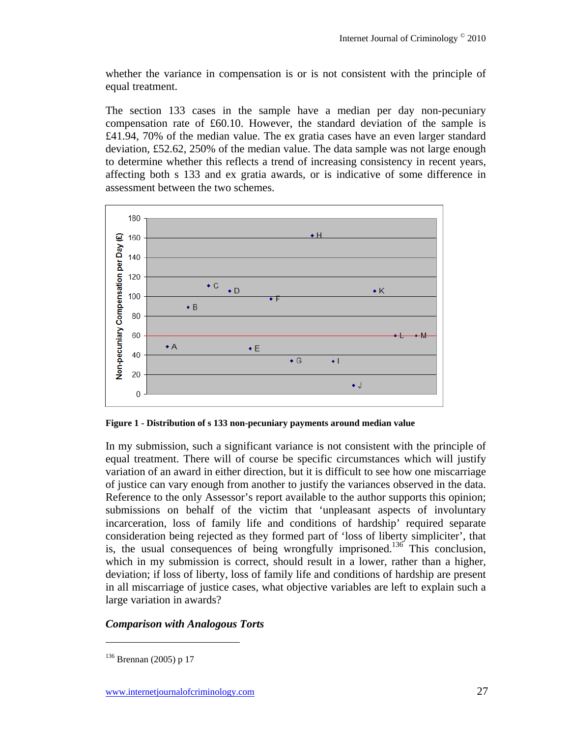whether the variance in compensation is or is not consistent with the principle of equal treatment.

The section 133 cases in the sample have a median per day non-pecuniary compensation rate of £60.10. However, the standard deviation of the sample is £41.94, 70% of the median value. The ex gratia cases have an even larger standard deviation, £52.62, 250% of the median value. The data sample was not large enough to determine whether this reflects a trend of increasing consistency in recent years, affecting both s 133 and ex gratia awards, or is indicative of some difference in assessment between the two schemes.

**Figure 1 - Distribution of s 133 non-pecuniary payments around median value**

In my submission, such a significant variance is not consistent with the principle of equal treatment. There will of course be specific circumstances which will justify variation of an award in either direction, but it is difficult to see how one miscarriage of justice can vary enough from another to justify the variances observed in the data. Reference to the only Assessor's report available to the author supports this opinion; submissions on behalf of the victim that 'unpleasant aspects of involuntary incarceration, loss of family life and conditions of hardship' required separate consideration being rejected as they formed part of 'loss of liberty simpliciter', that is, the usual consequences of being wrongfully imprisoned.[136] This conclusion, which in my submission is correct, should result in a lower, rather than a higher, deviation; if loss of liberty, loss of family life and conditions of hardship are present in all miscarriage of justice cases, what objective variables are left to explain such a large variation in awards?

### *Comparison with Analogous Torts*

---

[136] Brennan (2005) p 17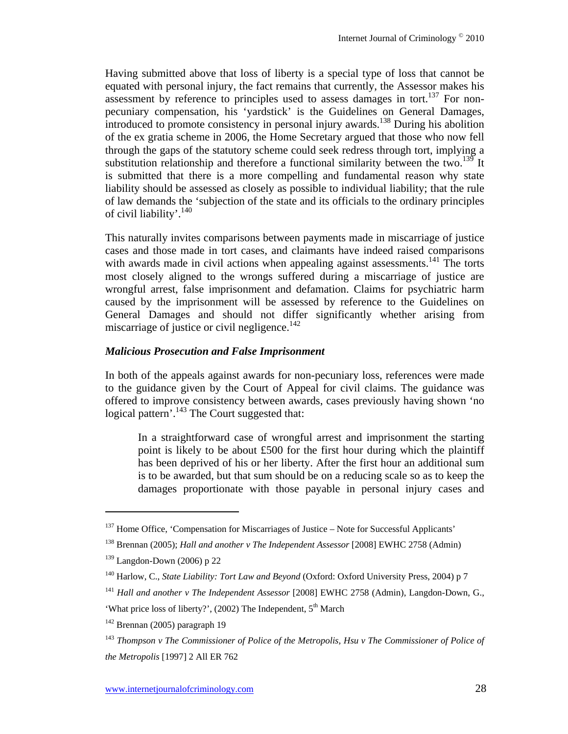Having submitted above that loss of liberty is a special type of loss that cannot be equated with personal injury, the fact remains that currently, the Assessor makes his assessment by reference to principles used to assess damages in tort.[137] For non-pecuniary compensation, his 'yardstick' is the Guidelines on General Damages, introduced to promote consistency in personal injury awards.[138] During his abolition of the ex gratia scheme in 2006, the Home Secretary argued that those who now fell through the gaps of the statutory scheme could seek redress through tort, implying a substitution relationship and therefore a functional similarity between the two.[139] It is submitted that there is a more compelling and fundamental reason why state liability should be assessed as closely as possible to individual liability; that the rule of law demands the 'subjection of the state and its officials to the ordinary principles of civil liability'.[140]

This naturally invites comparisons between payments made in miscarriage of justice cases and those made in tort cases, and claimants have indeed raised comparisons with awards made in civil actions when appealing against assessments.[141] The torts most closely aligned to the wrongs suffered during a miscarriage of justice are wrongful arrest, false imprisonment and defamation. Claims for psychiatric harm caused by the imprisonment will be assessed by reference to the Guidelines on General Damages and should not differ significantly whether arising from miscarriage of justice or civil negligence.[142]

### *Malicious Prosecution and False Imprisonment*

In both of the appeals against awards for non-pecuniary loss, references were made to the guidance given by the Court of Appeal for civil claims. The guidance was offered to improve consistency between awards, cases previously having shown 'no logical pattern'.[143] The Court suggested that:

> In a straightforward case of wrongful arrest and imprisonment the starting point is likely to be about £500 for the first hour during which the plaintiff has been deprived of his or her liberty. After the first hour an additional sum is to be awarded, but that sum should be on a reducing scale so as to keep the damages proportionate with those payable in personal injury cases and

---

[137] Home Office, 'Compensation for Miscarriages of Justice – Note for Successful Applicants'

[138] Brennan (2005); *Hall and another v The Independent Assessor* [2008] EWHC 2758 (Admin)

[139] Langdon-Down (2006) p 22

[140] Harlow, C., *State Liability: Tort Law and Beyond* (Oxford: Oxford University Press, 2004) p 7

[141] *Hall and another v The Independent Assessor* [2008] EWHC 2758 (Admin), Langdon-Down, G., 'What price loss of liberty?', (2002) The Independent, 5th March

[142] Brennan (2005) paragraph 19

[143] *Thompson v The Commissioner of Police of the Metropolis, Hsu v The Commissioner of Police of the Metropolis* [1997] 2 All ER 762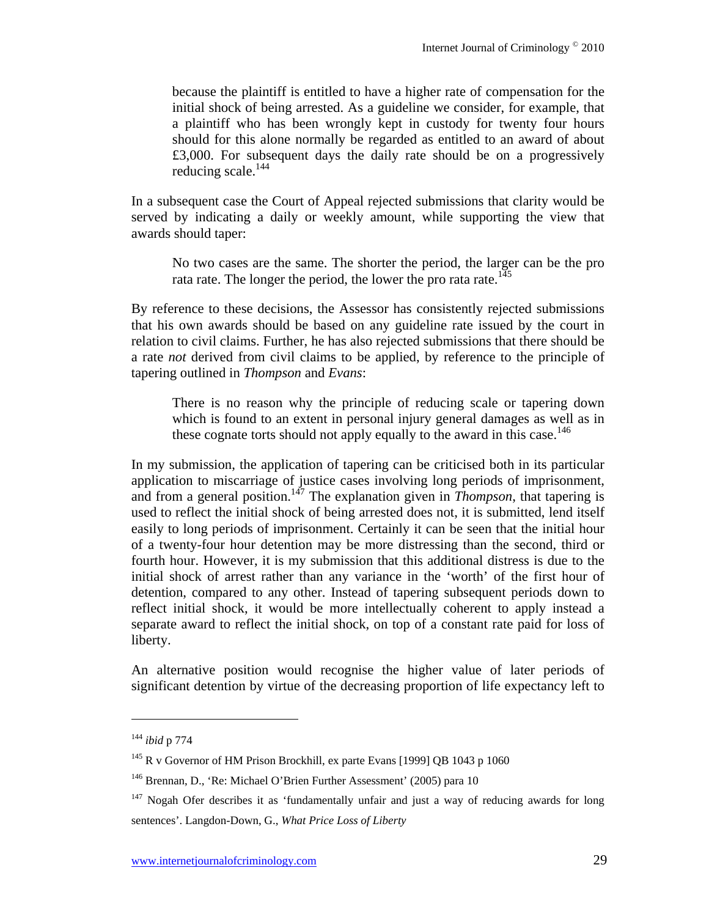> because the plaintiff is entitled to have a higher rate of compensation for the initial shock of being arrested. As a guideline we consider, for example, that a plaintiff who has been wrongly kept in custody for twenty four hours should for this alone normally be regarded as entitled to an award of about £3,000. For subsequent days the daily rate should be on a progressively reducing scale.[144]

In a subsequent case the Court of Appeal rejected submissions that clarity would be served by indicating a daily or weekly amount, while supporting the view that awards should taper:

> No two cases are the same. The shorter the period, the larger can be the pro rata rate. The longer the period, the lower the pro rata rate.[145]

By reference to these decisions, the Assessor has consistently rejected submissions that his own awards should be based on any guideline rate issued by the court in relation to civil claims. Further, he has also rejected submissions that there should be a rate *not* derived from civil claims to be applied, by reference to the principle of tapering outlined in *Thompson* and *Evans*:

> There is no reason why the principle of reducing scale or tapering down which is found to an extent in personal injury general damages as well as in these cognate torts should not apply equally to the award in this case.[146]

In my submission, the application of tapering can be criticised both in its particular application to miscarriage of justice cases involving long periods of imprisonment, and from a general position.[147] The explanation given in *Thompson*, that tapering is used to reflect the initial shock of being arrested does not, it is submitted, lend itself easily to long periods of imprisonment. Certainly it can be seen that the initial hour of a twenty-four hour detention may be more distressing than the second, third or fourth hour. However, it is my submission that this additional distress is due to the initial shock of arrest rather than any variance in the 'worth' of the first hour of detention, compared to any other. Instead of tapering subsequent periods down to reflect initial shock, it would be more intellectually coherent to apply instead a separate award to reflect the initial shock, on top of a constant rate paid for loss of liberty.

An alternative position would recognise the higher value of later periods of significant detention by virtue of the decreasing proportion of life expectancy left to

---

[144] *ibid* p 774

[145] R v Governor of HM Prison Brockhill, ex parte Evans [1999] QB 1043 p 1060

[146] Brennan, D., 'Re: Michael O'Brien Further Assessment' (2005) para 10

[147] Nogah Ofer describes it as 'fundamentally unfair and just a way of reducing awards for long sentences'. Langdon-Down, G., *What Price Loss of Liberty*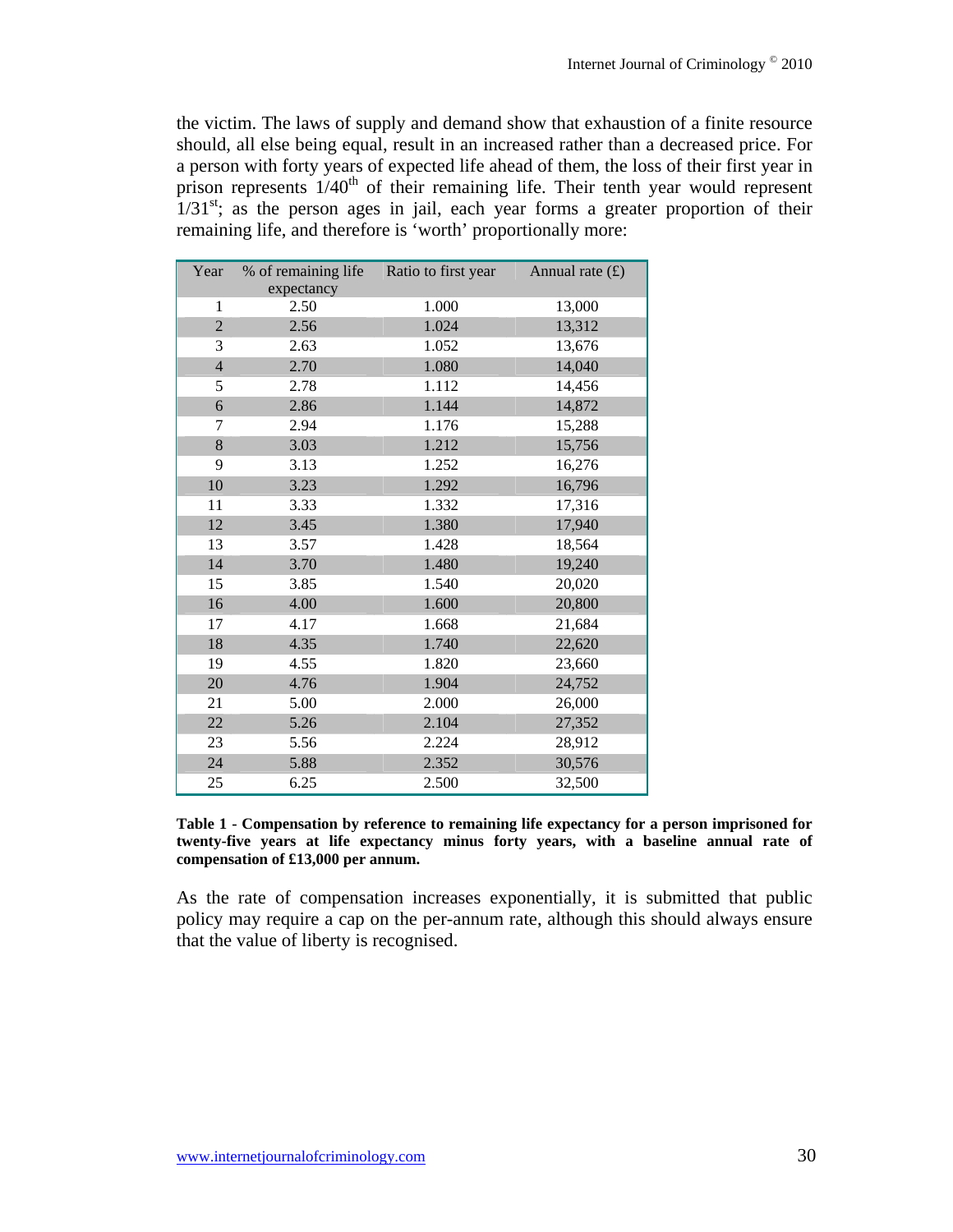the victim. The laws of supply and demand show that exhaustion of a finite resource should, all else being equal, result in an increased rather than a decreased price. For a person with forty years of expected life ahead of them, the loss of their first year in prison represents 1/40th of their remaining life. Their tenth year would represent 1/31st; as the person ages in jail, each year forms a greater proportion of their remaining life, and therefore is 'worth' proportionally more:

| Year | % of remaining life expectancy | Ratio to first year | Annual rate (£) |
|---|---|---|---|
| 1 | 2.50 | 1.000 | 13,000 |
| 2 | 2.56 | 1.024 | 13,312 |
| 3 | 2.63 | 1.052 | 13,676 |
| 4 | 2.70 | 1.080 | 14,040 |
| 5 | 2.78 | 1.112 | 14,456 |
| 6 | 2.86 | 1.144 | 14,872 |
| 7 | 2.94 | 1.176 | 15,288 |
| 8 | 3.03 | 1.212 | 15,756 |
| 9 | 3.13 | 1.252 | 16,276 |
| 10 | 3.23 | 1.292 | 16,796 |
| 11 | 3.33 | 1.332 | 17,316 |
| 12 | 3.45 | 1.380 | 17,940 |
| 13 | 3.57 | 1.428 | 18,564 |
| 14 | 3.70 | 1.480 | 19,240 |
| 15 | 3.85 | 1.540 | 20,020 |
| 16 | 4.00 | 1.600 | 20,800 |
| 17 | 4.17 | 1.668 | 21,684 |
| 18 | 4.35 | 1.740 | 22,620 |
| 19 | 4.55 | 1.820 | 23,660 |
| 20 | 4.76 | 1.904 | 24,752 |
| 21 | 5.00 | 2.000 | 26,000 |
| 22 | 5.26 | 2.104 | 27,352 |
| 23 | 5.56 | 2.224 | 28,912 |
| 24 | 5.88 | 2.352 | 30,576 |
| 25 | 6.25 | 2.500 | 32,500 |

**Table 1 - Compensation by reference to remaining life expectancy for a person imprisoned for twenty-five years at life expectancy minus forty years, with a baseline annual rate of compensation of £13,000 per annum.**

As the rate of compensation increases exponentially, it is submitted that public policy may require a cap on the per-annum rate, although this should always ensure that the value of liberty is recognised.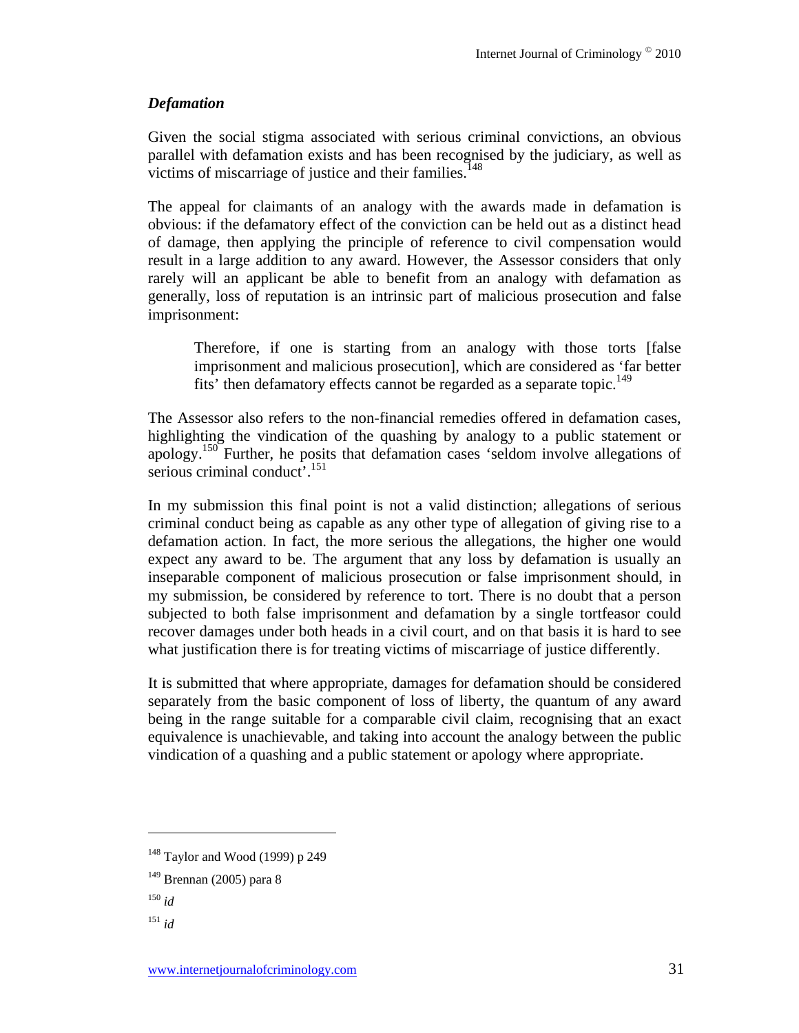### *Defamation*

Given the social stigma associated with serious criminal convictions, an obvious parallel with defamation exists and has been recognised by the judiciary, as well as victims of miscarriage of justice and their families.[148]

The appeal for claimants of an analogy with the awards made in defamation is obvious: if the defamatory effect of the conviction can be held out as a distinct head of damage, then applying the principle of reference to civil compensation would result in a large addition to any award. However, the Assessor considers that only rarely will an applicant be able to benefit from an analogy with defamation as generally, loss of reputation is an intrinsic part of malicious prosecution and false imprisonment:

> Therefore, if one is starting from an analogy with those torts [false imprisonment and malicious prosecution], which are considered as 'far better fits' then defamatory effects cannot be regarded as a separate topic.[149]

The Assessor also refers to the non-financial remedies offered in defamation cases, highlighting the vindication of the quashing by analogy to a public statement or apology.[150] Further, he posits that defamation cases 'seldom involve allegations of serious criminal conduct'.[151]

In my submission this final point is not a valid distinction; allegations of serious criminal conduct being as capable as any other type of allegation of giving rise to a defamation action. In fact, the more serious the allegations, the higher one would expect any award to be. The argument that any loss by defamation is usually an inseparable component of malicious prosecution or false imprisonment should, in my submission, be considered by reference to tort. There is no doubt that a person subjected to both false imprisonment and defamation by a single tortfeasor could recover damages under both heads in a civil court, and on that basis it is hard to see what justification there is for treating victims of miscarriage of justice differently.

It is submitted that where appropriate, damages for defamation should be considered separately from the basic component of loss of liberty, the quantum of any award being in the range suitable for a comparable civil claim, recognising that an exact equivalence is unachievable, and taking into account the analogy between the public vindication of a quashing and a public statement or apology where appropriate.

---

[148] Taylor and Wood (1999) p 249

[149] Brennan (2005) para 8

[150] *id*

[151] *id*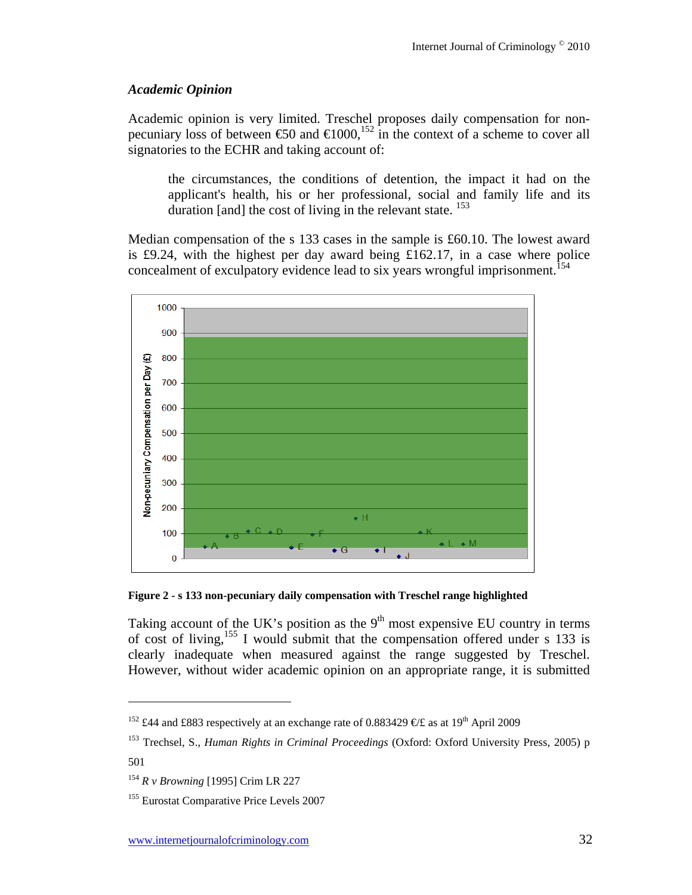### *Academic Opinion*

Academic opinion is very limited. Treschel proposes daily compensation for non-pecuniary loss of between €50 and €1000,[152] in the context of a scheme to cover all signatories to the ECHR and taking account of:

> the circumstances, the conditions of detention, the impact it had on the applicant's health, his or her professional, social and family life and its duration [and] the cost of living in the relevant state. [153]

Median compensation of the s 133 cases in the sample is £60.10. The lowest award is £9.24, with the highest per day award being £162.17, in a case where police concealment of exculpatory evidence lead to six years wrongful imprisonment.[154]

**Figure 2 - s 133 non-pecuniary daily compensation with Treschel range highlighted**

Taking account of the UK's position as the 9th most expensive EU country in terms of cost of living,[155] I would submit that the compensation offered under s 133 is clearly inadequate when measured against the range suggested by Treschel. However, without wider academic opinion on an appropriate range, it is submitted

---

[152] £44 and £883 respectively at an exchange rate of 0.883429 €/£ as at 19th April 2009

[153] Trechsel, S., *Human Rights in Criminal Proceedings* (Oxford: Oxford University Press, 2005) p 501

[154] *R v Browning* [1995] Crim LR 227

[155] Eurostat Comparative Price Levels 2007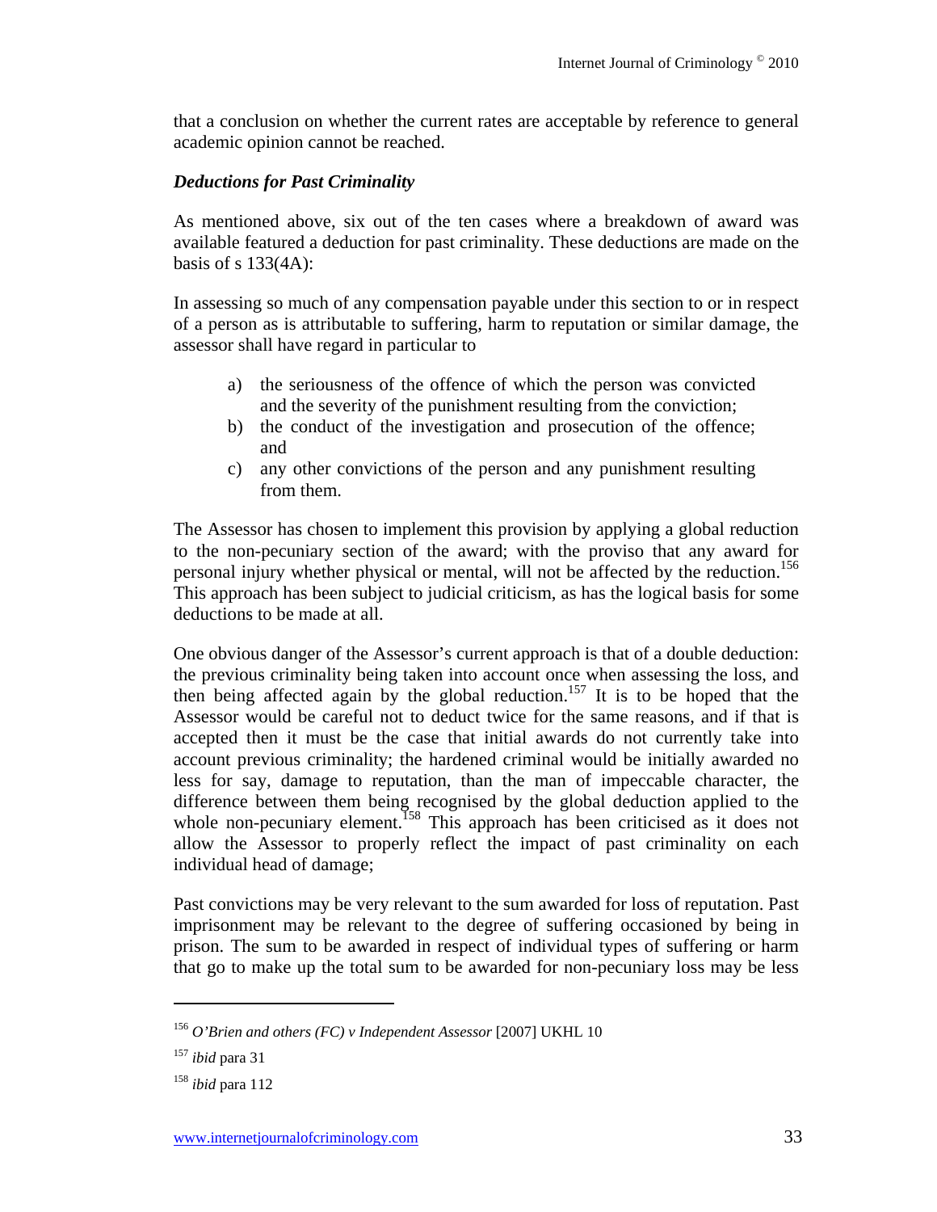that a conclusion on whether the current rates are acceptable by reference to general academic opinion cannot be reached.

### *Deductions for Past Criminality*

As mentioned above, six out of the ten cases where a breakdown of award was available featured a deduction for past criminality. These deductions are made on the basis of s 133(4A):

In assessing so much of any compensation payable under this section to or in respect of a person as is attributable to suffering, harm to reputation or similar damage, the assessor shall have regard in particular to

a) the seriousness of the offence of which the person was convicted and the severity of the punishment resulting from the conviction;
b) the conduct of the investigation and prosecution of the offence; and
c) any other convictions of the person and any punishment resulting from them.

The Assessor has chosen to implement this provision by applying a global reduction to the non-pecuniary section of the award; with the proviso that any award for personal injury whether physical or mental, will not be affected by the reduction.[156] This approach has been subject to judicial criticism, as has the logical basis for some deductions to be made at all.

One obvious danger of the Assessor's current approach is that of a double deduction: the previous criminality being taken into account once when assessing the loss, and then being affected again by the global reduction.[157] It is to be hoped that the Assessor would be careful not to deduct twice for the same reasons, and if that is accepted then it must be the case that initial awards do not currently take into account previous criminality; the hardened criminal would be initially awarded no less for say, damage to reputation, than the man of impeccable character, the difference between them being recognised by the global deduction applied to the whole non-pecuniary element.[158] This approach has been criticised as it does not allow the Assessor to properly reflect the impact of past criminality on each individual head of damage;

Past convictions may be very relevant to the sum awarded for loss of reputation. Past imprisonment may be relevant to the degree of suffering occasioned by being in prison. The sum to be awarded in respect of individual types of suffering or harm that go to make up the total sum to be awarded for non-pecuniary loss may be less

---

[156] *O'Brien and others (FC) v Independent Assessor* [2007] UKHL 10

[157] *ibid* para 31

[158] *ibid* para 112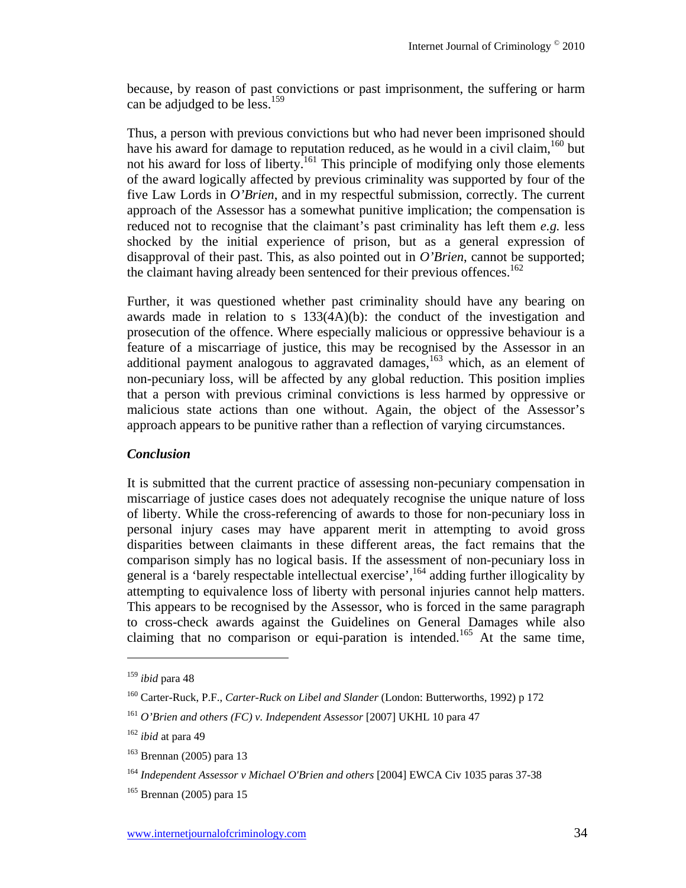because, by reason of past convictions or past imprisonment, the suffering or harm can be adjudged to be less.[159]

Thus, a person with previous convictions but who had never been imprisoned should have his award for damage to reputation reduced, as he would in a civil claim,[160] but not his award for loss of liberty.[161] This principle of modifying only those elements of the award logically affected by previous criminality was supported by four of the five Law Lords in *O'Brien*, and in my respectful submission, correctly. The current approach of the Assessor has a somewhat punitive implication; the compensation is reduced not to recognise that the claimant's past criminality has left them *e.g.* less shocked by the initial experience of prison, but as a general expression of disapproval of their past. This, as also pointed out in *O'Brien*, cannot be supported; the claimant having already been sentenced for their previous offences.[162]

Further, it was questioned whether past criminality should have any bearing on awards made in relation to s 133(4A)(b): the conduct of the investigation and prosecution of the offence. Where especially malicious or oppressive behaviour is a feature of a miscarriage of justice, this may be recognised by the Assessor in an additional payment analogous to aggravated damages,[163] which, as an element of non-pecuniary loss, will be affected by any global reduction. This position implies that a person with previous criminal convictions is less harmed by oppressive or malicious state actions than one without. Again, the object of the Assessor's approach appears to be punitive rather than a reflection of varying circumstances.

### *Conclusion*

It is submitted that the current practice of assessing non-pecuniary compensation in miscarriage of justice cases does not adequately recognise the unique nature of loss of liberty. While the cross-referencing of awards to those for non-pecuniary loss in personal injury cases may have apparent merit in attempting to avoid gross disparities between claimants in these different areas, the fact remains that the comparison simply has no logical basis. If the assessment of non-pecuniary loss in general is a 'barely respectable intellectual exercise',[164] adding further illogicality by attempting to equivalence loss of liberty with personal injuries cannot help matters. This appears to be recognised by the Assessor, who is forced in the same paragraph to cross-check awards against the Guidelines on General Damages while also claiming that no comparison or equi-paration is intended.[165] At the same time,

---

[159] *ibid* para 48

[160] Carter-Ruck, P.F., *Carter-Ruck on Libel and Slander* (London: Butterworths, 1992) p 172

[161] *O'Brien and others (FC) v. Independent Assessor* [2007] UKHL 10 para 47

[162] *ibid* at para 49

[163] Brennan (2005) para 13

[164] *Independent Assessor v Michael O'Brien and others* [2004] EWCA Civ 1035 paras 37-38

[165] Brennan (2005) para 15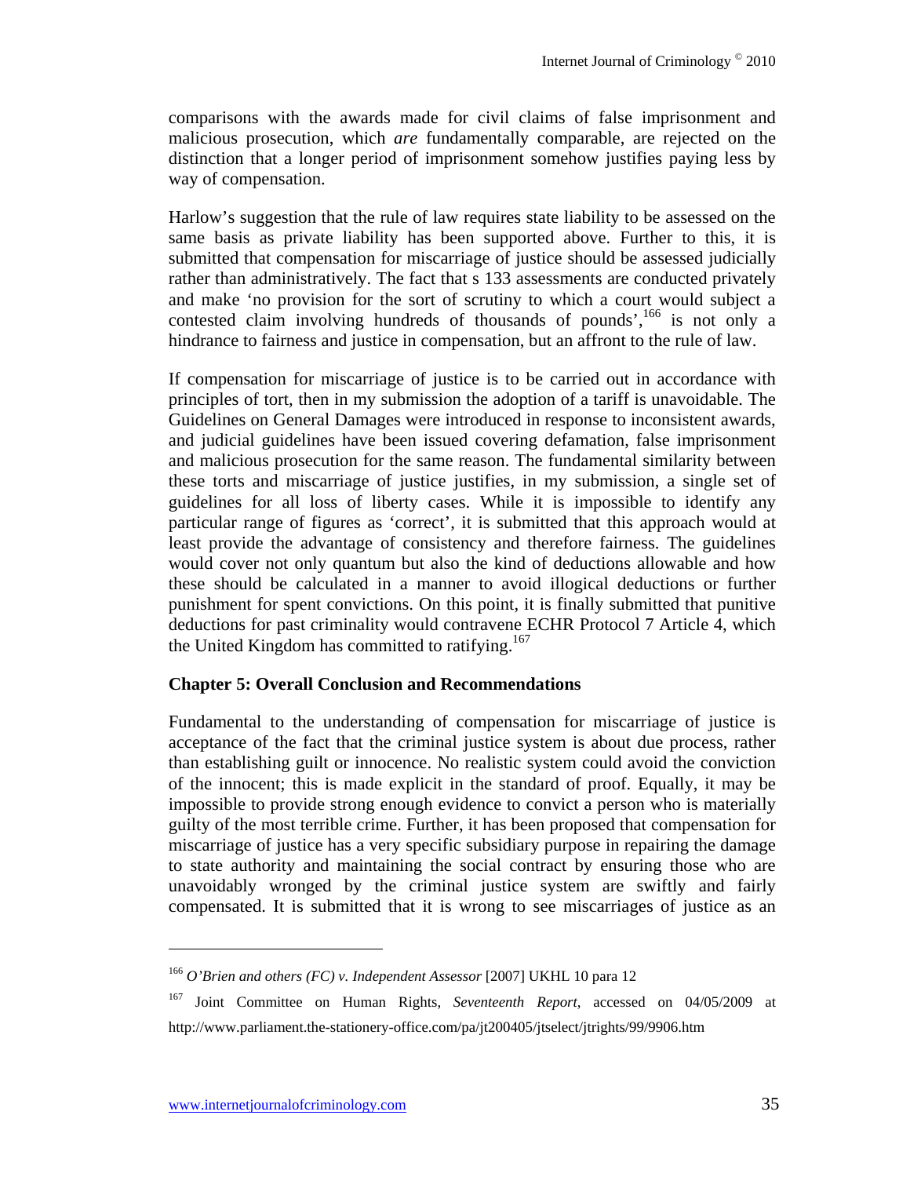comparisons with the awards made for civil claims of false imprisonment and malicious prosecution, which *are* fundamentally comparable, are rejected on the distinction that a longer period of imprisonment somehow justifies paying less by way of compensation.

Harlow's suggestion that the rule of law requires state liability to be assessed on the same basis as private liability has been supported above. Further to this, it is submitted that compensation for miscarriage of justice should be assessed judicially rather than administratively. The fact that s 133 assessments are conducted privately and make 'no provision for the sort of scrutiny to which a court would subject a contested claim involving hundreds of thousands of pounds',[166] is not only a hindrance to fairness and justice in compensation, but an affront to the rule of law.

If compensation for miscarriage of justice is to be carried out in accordance with principles of tort, then in my submission the adoption of a tariff is unavoidable. The Guidelines on General Damages were introduced in response to inconsistent awards, and judicial guidelines have been issued covering defamation, false imprisonment and malicious prosecution for the same reason. The fundamental similarity between these torts and miscarriage of justice justifies, in my submission, a single set of guidelines for all loss of liberty cases. While it is impossible to identify any particular range of figures as 'correct', it is submitted that this approach would at least provide the advantage of consistency and therefore fairness. The guidelines would cover not only quantum but also the kind of deductions allowable and how these should be calculated in a manner to avoid illogical deductions or further punishment for spent convictions. On this point, it is finally submitted that punitive deductions for past criminality would contravene ECHR Protocol 7 Article 4, which the United Kingdom has committed to ratifying.[167]

## Chapter 5: Overall Conclusion and Recommendations

Fundamental to the understanding of compensation for miscarriage of justice is acceptance of the fact that the criminal justice system is about due process, rather than establishing guilt or innocence. No realistic system could avoid the conviction of the innocent; this is made explicit in the standard of proof. Equally, it may be impossible to provide strong enough evidence to convict a person who is materially guilty of the most terrible crime. Further, it has been proposed that compensation for miscarriage of justice has a very specific subsidiary purpose in repairing the damage to state authority and maintaining the social contract by ensuring those who are unavoidably wronged by the criminal justice system are swiftly and fairly compensated. It is submitted that it is wrong to see miscarriages of justice as an

---

[166] *O'Brien and others (FC) v. Independent Assessor* [2007] UKHL 10 para 12

[167] Joint Committee on Human Rights, *Seventeenth Report*, accessed on 04/05/2009 at http://www.parliament.the-stationery-office.com/pa/jt200405/jtselect/jtrights/99/9906.htm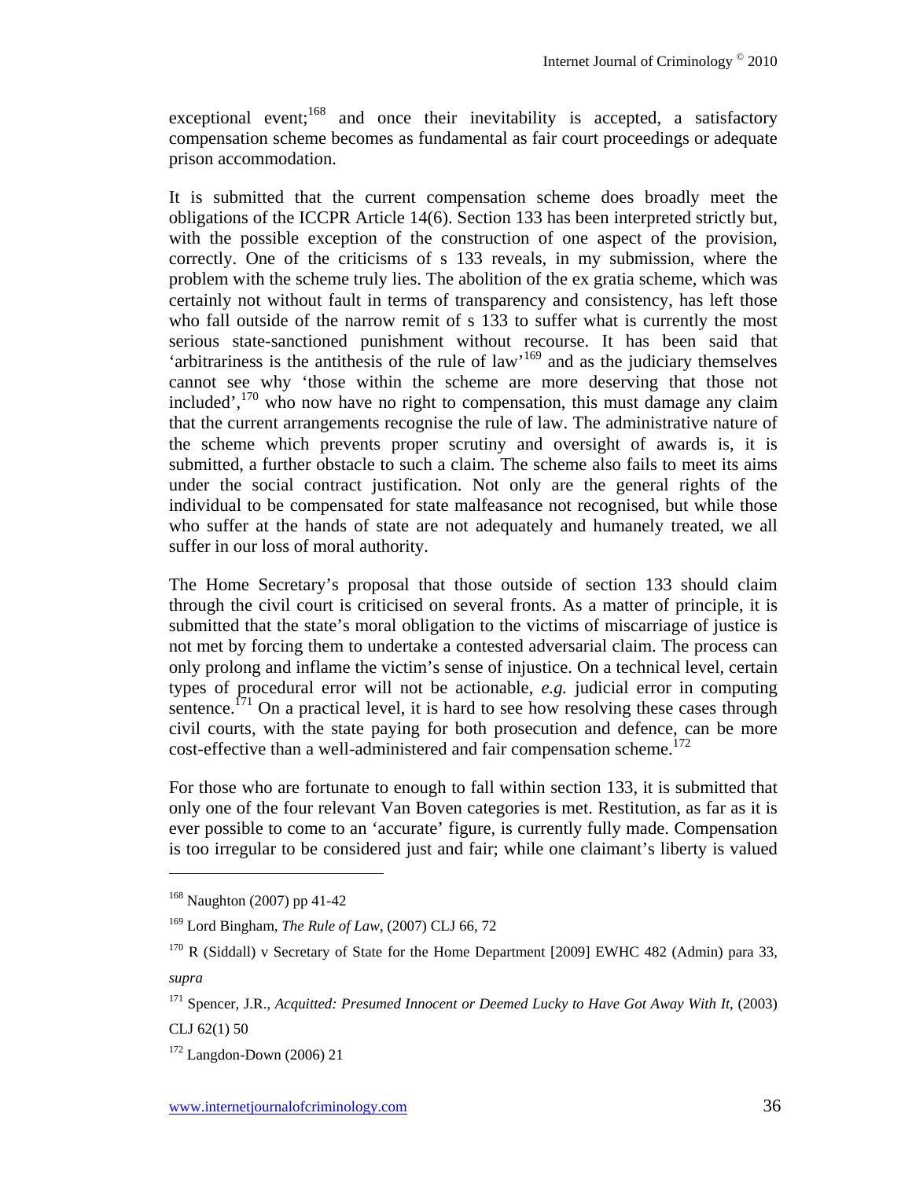exceptional event;[168] and once their inevitability is accepted, a satisfactory compensation scheme becomes as fundamental as fair court proceedings or adequate prison accommodation.

It is submitted that the current compensation scheme does broadly meet the obligations of the ICCPR Article 14(6). Section 133 has been interpreted strictly but, with the possible exception of the construction of one aspect of the provision, correctly. One of the criticisms of s 133 reveals, in my submission, where the problem with the scheme truly lies. The abolition of the ex gratia scheme, which was certainly not without fault in terms of transparency and consistency, has left those who fall outside of the narrow remit of s 133 to suffer what is currently the most serious state-sanctioned punishment without recourse. It has been said that 'arbitrariness is the antithesis of the rule of law'[169] and as the judiciary themselves cannot see why 'those within the scheme are more deserving that those not included',[170] who now have no right to compensation, this must damage any claim that the current arrangements recognise the rule of law. The administrative nature of the scheme which prevents proper scrutiny and oversight of awards is, it is submitted, a further obstacle to such a claim. The scheme also fails to meet its aims under the social contract justification. Not only are the general rights of the individual to be compensated for state malfeasance not recognised, but while those who suffer at the hands of state are not adequately and humanely treated, we all suffer in our loss of moral authority.

The Home Secretary's proposal that those outside of section 133 should claim through the civil court is criticised on several fronts. As a matter of principle, it is submitted that the state's moral obligation to the victims of miscarriage of justice is not met by forcing them to undertake a contested adversarial claim. The process can only prolong and inflame the victim's sense of injustice. On a technical level, certain types of procedural error will not be actionable, *e.g.* judicial error in computing sentence.[171] On a practical level, it is hard to see how resolving these cases through civil courts, with the state paying for both prosecution and defence, can be more cost-effective than a well-administered and fair compensation scheme.[172]

For those who are fortunate to enough to fall within section 133, it is submitted that only one of the four relevant Van Boven categories is met. Restitution, as far as it is ever possible to come to an 'accurate' figure, is currently fully made. Compensation is too irregular to be considered just and fair; while one claimant's liberty is valued

---

[168] Naughton (2007) pp 41-42

[169] Lord Bingham, *The Rule of Law*, (2007) CLJ 66, 72

[170] R (Siddall) v Secretary of State for the Home Department [2009] EWHC 482 (Admin) para 33, *supra*

[171] Spencer, J.R., *Acquitted: Presumed Innocent or Deemed Lucky to Have Got Away With It*, (2003) CLJ 62(1) 50

[172] Langdon-Down (2006) 21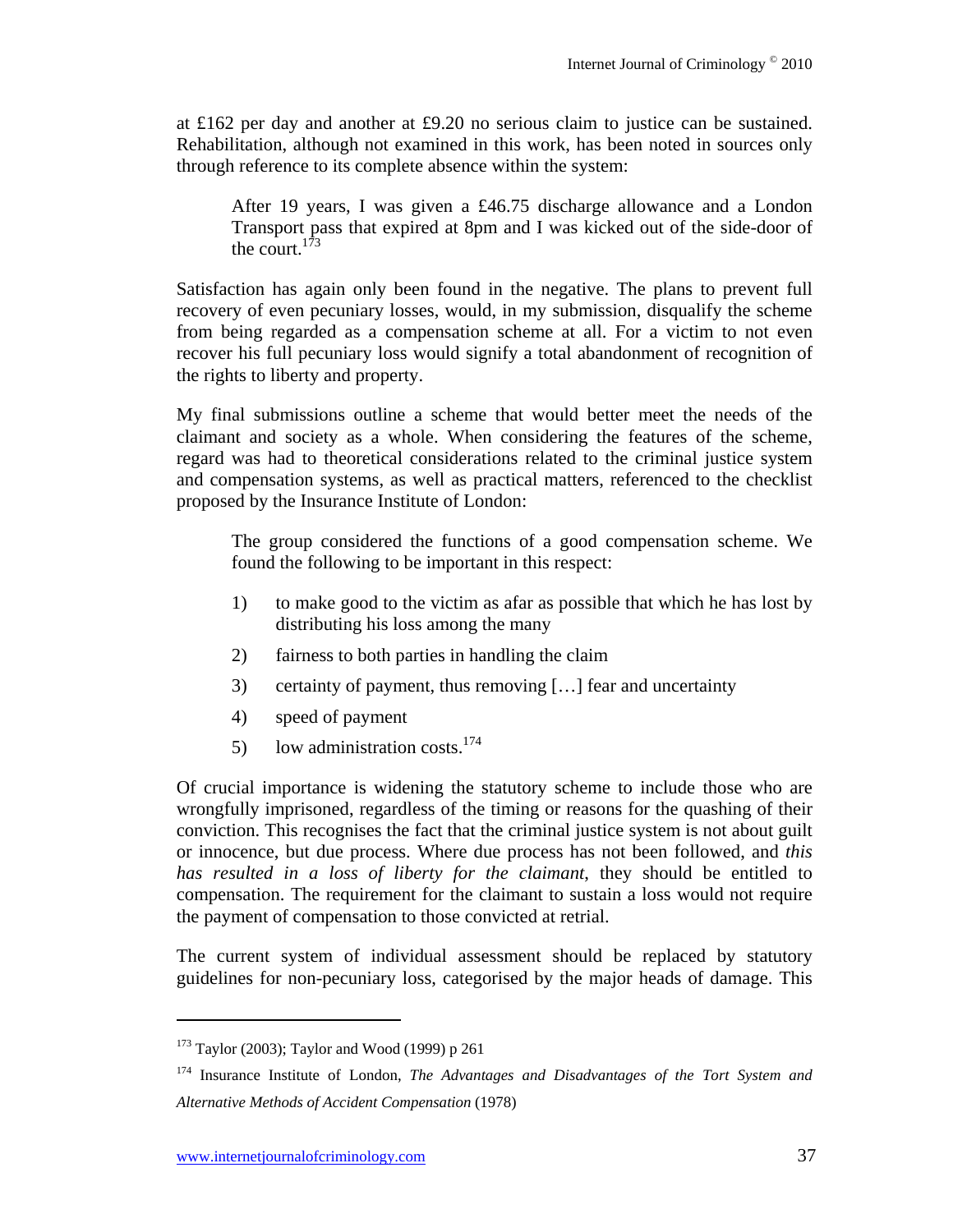at £162 per day and another at £9.20 no serious claim to justice can be sustained. Rehabilitation, although not examined in this work, has been noted in sources only through reference to its complete absence within the system:

> After 19 years, I was given a £46.75 discharge allowance and a London Transport pass that expired at 8pm and I was kicked out of the side-door of the court.[173]

Satisfaction has again only been found in the negative. The plans to prevent full recovery of even pecuniary losses, would, in my submission, disqualify the scheme from being regarded as a compensation scheme at all. For a victim to not even recover his full pecuniary loss would signify a total abandonment of recognition of the rights to liberty and property.

My final submissions outline a scheme that would better meet the needs of the claimant and society as a whole. When considering the features of the scheme, regard was had to theoretical considerations related to the criminal justice system and compensation systems, as well as practical matters, referenced to the checklist proposed by the Insurance Institute of London:

> The group considered the functions of a good compensation scheme. We found the following to be important in this respect:
>
> 1) to make good to the victim as afar as possible that which he has lost by distributing his loss among the many
> 2) fairness to both parties in handling the claim
> 3) certainty of payment, thus removing […] fear and uncertainty
> 4) speed of payment
> 5) low administration costs.[174]

Of crucial importance is widening the statutory scheme to include those who are wrongfully imprisoned, regardless of the timing or reasons for the quashing of their conviction. This recognises the fact that the criminal justice system is not about guilt or innocence, but due process. Where due process has not been followed, and *this has resulted in a loss of liberty for the claimant*, they should be entitled to compensation. The requirement for the claimant to sustain a loss would not require the payment of compensation to those convicted at retrial.

The current system of individual assessment should be replaced by statutory guidelines for non-pecuniary loss, categorised by the major heads of damage. This

---

[173] Taylor (2003); Taylor and Wood (1999) p 261

[174] Insurance Institute of London, *The Advantages and Disadvantages of the Tort System and Alternative Methods of Accident Compensation* (1978)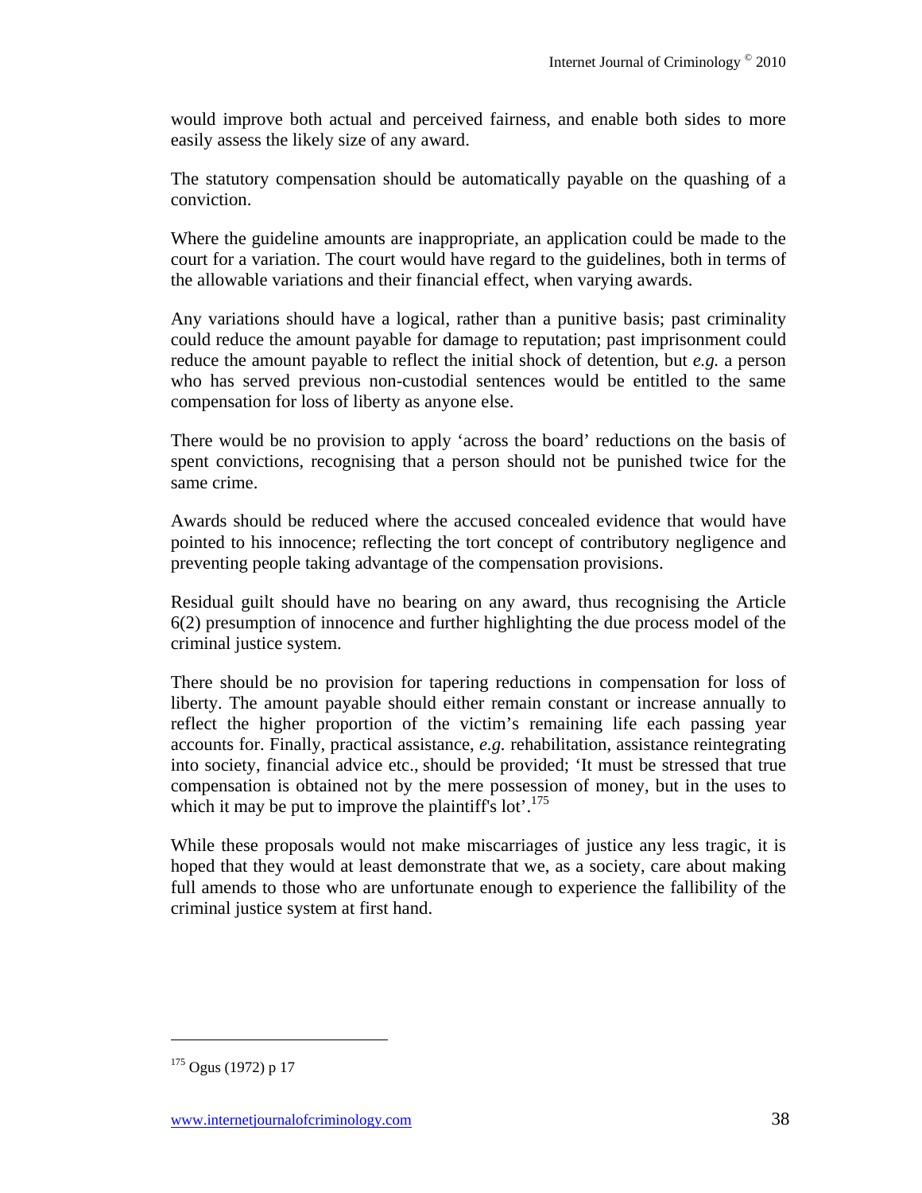would improve both actual and perceived fairness, and enable both sides to more easily assess the likely size of any award.

The statutory compensation should be automatically payable on the quashing of a conviction.

Where the guideline amounts are inappropriate, an application could be made to the court for a variation. The court would have regard to the guidelines, both in terms of the allowable variations and their financial effect, when varying awards.

Any variations should have a logical, rather than a punitive basis; past criminality could reduce the amount payable for damage to reputation; past imprisonment could reduce the amount payable to reflect the initial shock of detention, but *e.g.* a person who has served previous non-custodial sentences would be entitled to the same compensation for loss of liberty as anyone else.

There would be no provision to apply 'across the board' reductions on the basis of spent convictions, recognising that a person should not be punished twice for the same crime.

Awards should be reduced where the accused concealed evidence that would have pointed to his innocence; reflecting the tort concept of contributory negligence and preventing people taking advantage of the compensation provisions.

Residual guilt should have no bearing on any award, thus recognising the Article 6(2) presumption of innocence and further highlighting the due process model of the criminal justice system.

There should be no provision for tapering reductions in compensation for loss of liberty. The amount payable should either remain constant or increase annually to reflect the higher proportion of the victim's remaining life each passing year accounts for. Finally, practical assistance, *e.g.* rehabilitation, assistance reintegrating into society, financial advice etc., should be provided; 'It must be stressed that true compensation is obtained not by the mere possession of money, but in the uses to which it may be put to improve the plaintiff's lot'.[175]

While these proposals would not make miscarriages of justice any less tragic, it is hoped that they would at least demonstrate that we, as a society, care about making full amends to those who are unfortunate enough to experience the fallibility of the criminal justice system at first hand.

---

[175] Ogus (1972) p 17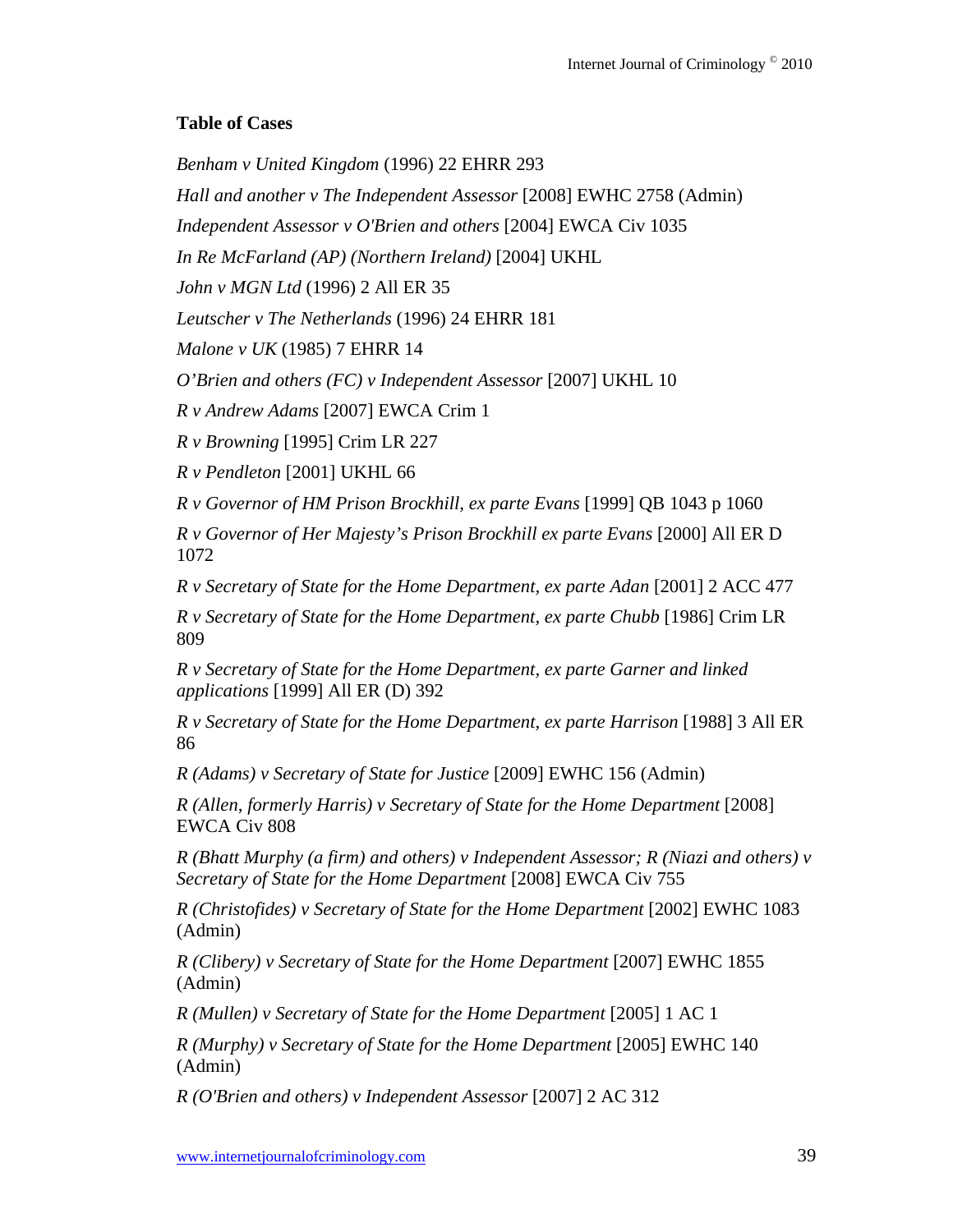**Table of Cases**

*Benham v United Kingdom* (1996) 22 EHRR 293

*Hall and another v The Independent Assessor* [2008] EWHC 2758 (Admin)

*Independent Assessor v O'Brien and others* [2004] EWCA Civ 1035

*In Re McFarland (AP) (Northern Ireland)* [2004] UKHL

*John v MGN Ltd* (1996) 2 All ER 35

*Leutscher v The Netherlands* (1996) 24 EHRR 181

*Malone v UK* (1985) 7 EHRR 14

*O'Brien and others (FC) v Independent Assessor* [2007] UKHL 10

*R v Andrew Adams* [2007] EWCA Crim 1

*R v Browning* [1995] Crim LR 227

*R v Pendleton* [2001] UKHL 66

*R v Governor of HM Prison Brockhill, ex parte Evans* [1999] QB 1043 p 1060

*R v Governor of Her Majesty's Prison Brockhill ex parte Evans* [2000] All ER D 1072

*R v Secretary of State for the Home Department, ex parte Adan* [2001] 2 ACC 477

*R v Secretary of State for the Home Department, ex parte Chubb* [1986] Crim LR 809

*R v Secretary of State for the Home Department, ex parte Garner and linked applications* [1999] All ER (D) 392

*R v Secretary of State for the Home Department, ex parte Harrison* [1988] 3 All ER 86

*R (Adams) v Secretary of State for Justice* [2009] EWHC 156 (Admin)

*R (Allen, formerly Harris) v Secretary of State for the Home Department* [2008] EWCA Civ 808

*R (Bhatt Murphy (a firm) and others) v Independent Assessor; R (Niazi and others) v Secretary of State for the Home Department* [2008] EWCA Civ 755

*R (Christofides) v Secretary of State for the Home Department* [2002] EWHC 1083 (Admin)

*R (Clibery) v Secretary of State for the Home Department* [2007] EWHC 1855 (Admin)

*R (Mullen) v Secretary of State for the Home Department* [2005] 1 AC 1

*R (Murphy) v Secretary of State for the Home Department* [2005] EWHC 140 (Admin)

*R (O'Brien and others) v Independent Assessor* [2007] 2 AC 312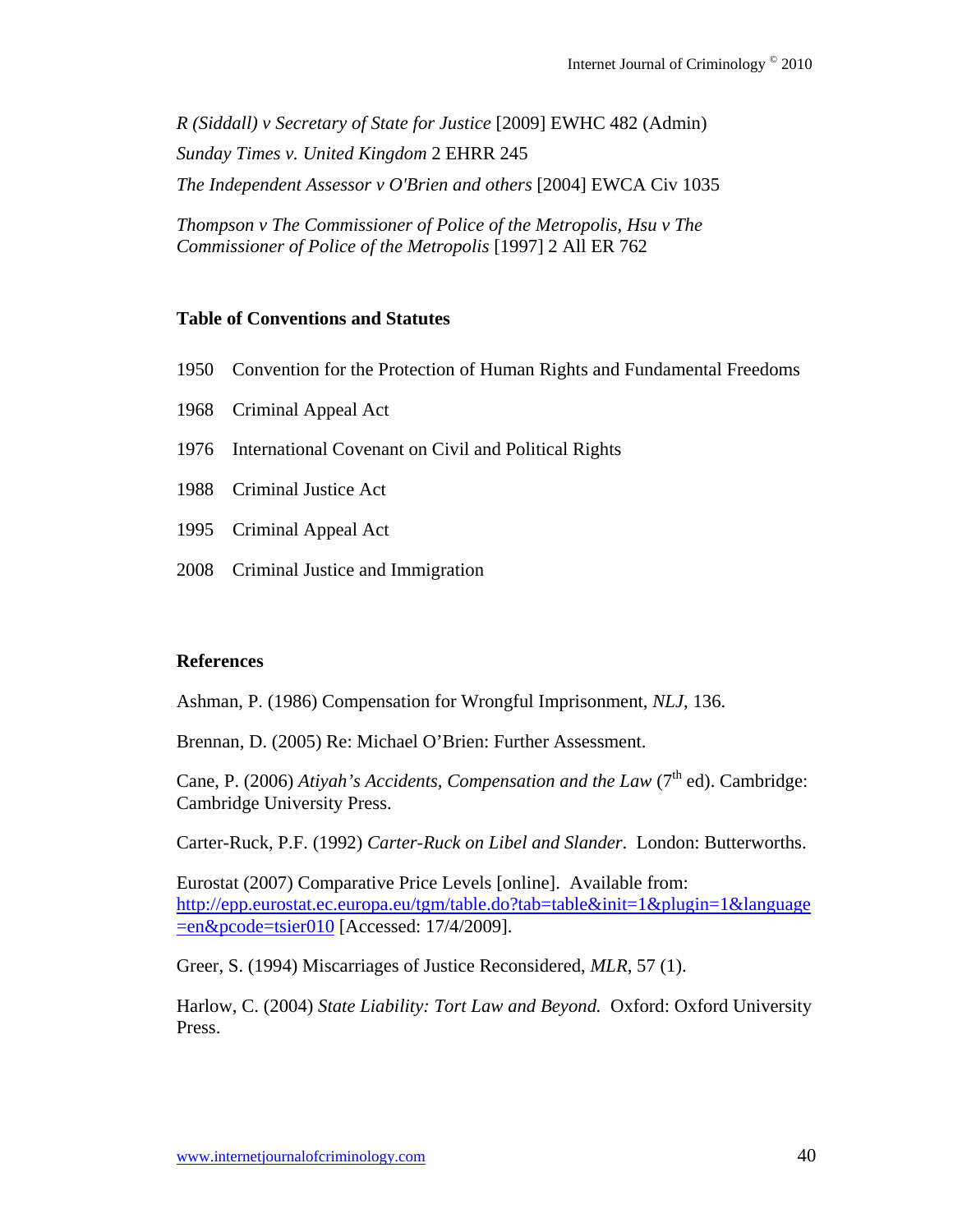*R (Siddall) v Secretary of State for Justice* [2009] EWHC 482 (Admin)

*Sunday Times v. United Kingdom* 2 EHRR 245

*The Independent Assessor v O'Brien and others* [2004] EWCA Civ 1035

*Thompson v The Commissioner of Police of the Metropolis, Hsu v The Commissioner of Police of the Metropolis* [1997] 2 All ER 762

**Table of Conventions and Statutes**

1950 Convention for the Protection of Human Rights and Fundamental Freedoms

1968 Criminal Appeal Act

1976 International Covenant on Civil and Political Rights

1988 Criminal Justice Act

1995 Criminal Appeal Act

2008 Criminal Justice and Immigration

**References**

Ashman, P. (1986) Compensation for Wrongful Imprisonment, *NLJ*, 136.

Brennan, D. (2005) Re: Michael O'Brien: Further Assessment.

Cane, P. (2006) *Atiyah's Accidents, Compensation and the Law* (7th ed). Cambridge: Cambridge University Press.

Carter-Ruck, P.F. (1992) *Carter-Ruck on Libel and Slander*. London: Butterworths.

Eurostat (2007) Comparative Price Levels [online]. Available from: http://epp.eurostat.ec.europa.eu/tgm/table.do?tab=table&init=1&plugin=1&language=en&pcode=tsier010 [Accessed: 17/4/2009].

Greer, S. (1994) Miscarriages of Justice Reconsidered, *MLR*, 57 (1).

Harlow, C. (2004) *State Liability: Tort Law and Beyond.* Oxford: Oxford University Press.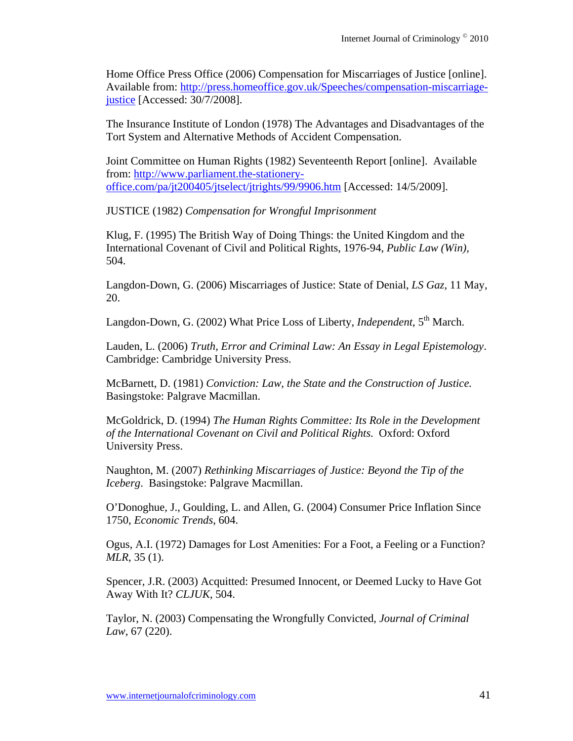Home Office Press Office (2006) Compensation for Miscarriages of Justice [online]. Available from: http://press.homeoffice.gov.uk/Speeches/compensation-miscarriage-justice [Accessed: 30/7/2008].

The Insurance Institute of London (1978) The Advantages and Disadvantages of the Tort System and Alternative Methods of Accident Compensation.

Joint Committee on Human Rights (1982) Seventeenth Report [online]. Available from: http://www.parliament.the-stationery-office.com/pa/jt200405/jtselect/jtrights/99/9906.htm [Accessed: 14/5/2009].

JUSTICE (1982) *Compensation for Wrongful Imprisonment*

Klug, F. (1995) The British Way of Doing Things: the United Kingdom and the International Covenant of Civil and Political Rights, 1976-94, *Public Law (Win)*, 504.

Langdon-Down, G. (2006) Miscarriages of Justice: State of Denial, *LS Gaz*, 11 May, 20.

Langdon-Down, G. (2002) What Price Loss of Liberty, *Independent*, 5th March.

Lauden, L. (2006) *Truth, Error and Criminal Law: An Essay in Legal Epistemology*. Cambridge: Cambridge University Press.

McBarnett, D. (1981) *Conviction: Law, the State and the Construction of Justice.* Basingstoke: Palgrave Macmillan.

McGoldrick, D. (1994) *The Human Rights Committee: Its Role in the Development of the International Covenant on Civil and Political Rights.* Oxford: Oxford University Press.

Naughton, M. (2007) *Rethinking Miscarriages of Justice: Beyond the Tip of the Iceberg*. Basingstoke: Palgrave Macmillan.

O'Donoghue, J., Goulding, L. and Allen, G. (2004) Consumer Price Inflation Since 1750, *Economic Trends*, 604.

Ogus, A.I. (1972) Damages for Lost Amenities: For a Foot, a Feeling or a Function? *MLR*, 35 (1).

Spencer, J.R. (2003) Acquitted: Presumed Innocent, or Deemed Lucky to Have Got Away With It? *CLJUK*, 504.

Taylor, N. (2003) Compensating the Wrongfully Convicted, *Journal of Criminal Law*, 67 (220).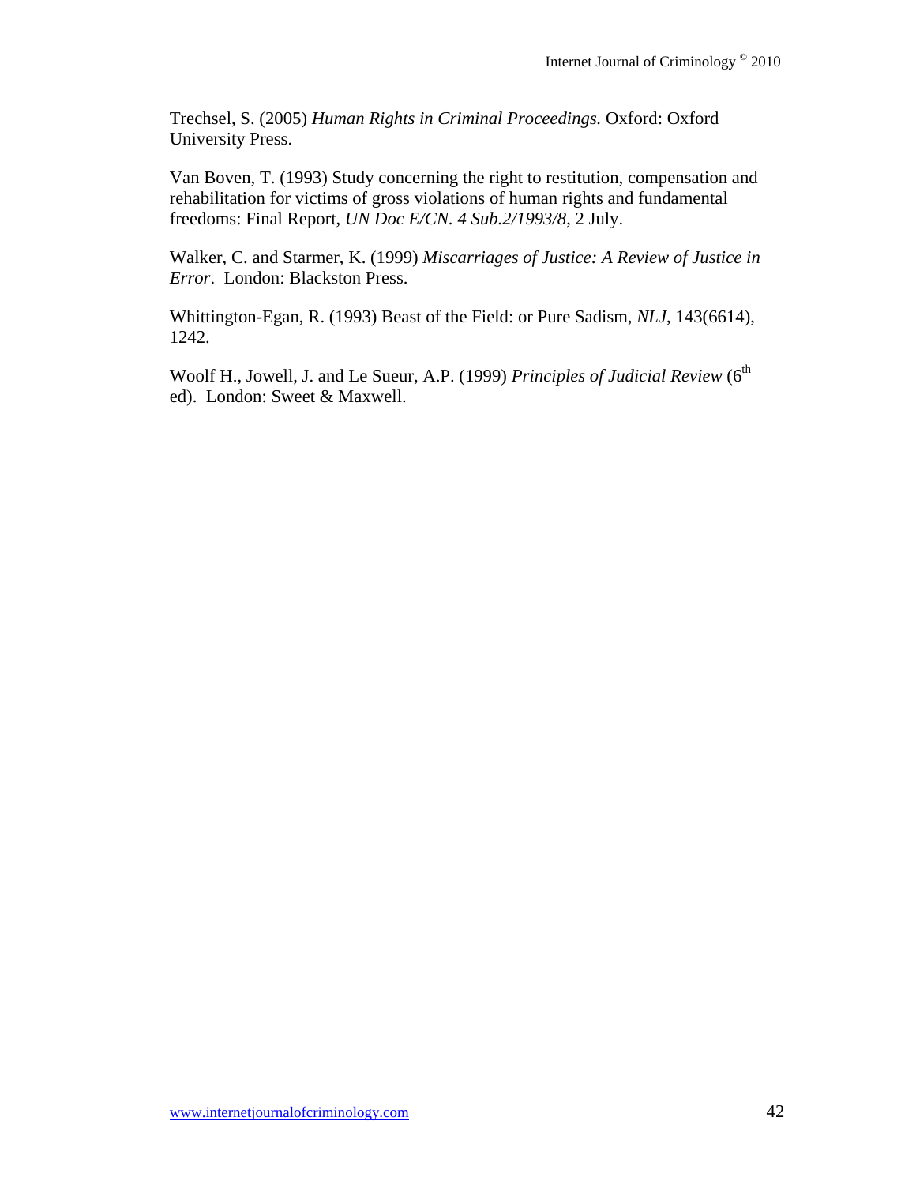Trechsel, S. (2005) *Human Rights in Criminal Proceedings.* Oxford: Oxford University Press.

Van Boven, T. (1993) Study concerning the right to restitution, compensation and rehabilitation for victims of gross violations of human rights and fundamental freedoms: Final Report, *UN Doc E/CN. 4 Sub.2/1993/8*, 2 July.

Walker, C. and Starmer, K. (1999) *Miscarriages of Justice: A Review of Justice in Error*. London: Blackston Press.

Whittington-Egan, R. (1993) Beast of the Field: or Pure Sadism, *NLJ*, 143(6614), 1242.

Woolf H., Jowell, J. and Le Sueur, A.P. (1999) *Principles of Judicial Review* (6th ed). London: Sweet & Maxwell.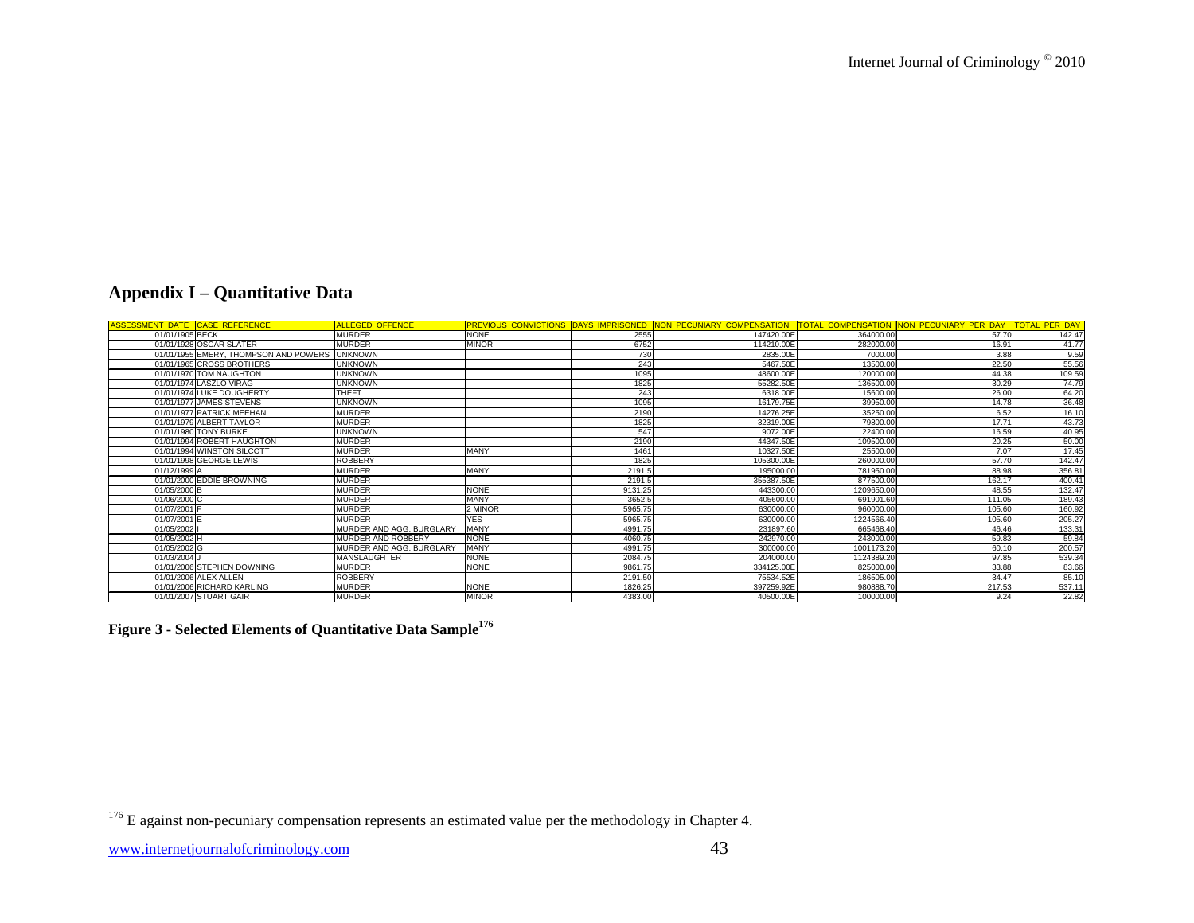## Appendix I – Quantitative Data

| ASSESSMENT_DATE | CASE_REFERENCE | ALLEGED_OFFENCE | PREVIOUS_CONVICTIONS | DAYS_IMPRISONED | NON_PECUNIARY_COMPENSATION | TOTAL_COMPENSATION | NON_PECUNIARY_PER_DAY | TOTAL_PER_DAY |
|---|---|---|---|---|---|---|---|---|
| 01/01/1905 | BECK | MURDER | NONE | 2555 | 147420.00E | 364000.00 | 57.70 | 142.47 |
| 01/01/1928 | OSCAR SLATER | MURDER | MINOR | 6752 | 114210.00E | 282000.00 | 16.91 | 41.77 |
| 01/01/1955 | EMERY, THOMPSON AND POWERS | UNKNOWN | | 730 | 2835.00E | 7000.00 | 3.88 | 9.59 |
| 01/01/1965 | CROSS BROTHERS | UNKNOWN | | 243 | 5467.50E | 13500.00 | 22.50 | 55.56 |
| 01/01/1970 | TOM NAUGHTON | UNKNOWN | | 1095 | 48600.00E | 120000.00 | 44.38 | 109.59 |
| 01/01/1974 | LASZLO VIRAG | UNKNOWN | | 1825 | 55282.50E | 136500.00 | 30.29 | 74.79 |
| 01/01/1974 | LUKE DOUGHERTY | THEFT | | 243 | 6318.00E | 15600.00 | 26.00 | 64.20 |
| 01/01/1977 | JAMES STEVENS | UNKNOWN | | 1095 | 16179.75E | 39950.00 | 14.78 | 36.48 |
| 01/01/1977 | PATRICK MEEHAN | MURDER | | 2190 | 14276.25E | 35250.00 | 6.52 | 16.10 |
| 01/01/1979 | ALBERT TAYLOR | MURDER | | 1825 | 32319.00E | 79800.00 | 17.71 | 43.73 |
| 01/01/1980 | TONY BURKE | UNKNOWN | | 547 | 9072.00E | 22400.00 | 16.59 | 40.95 |
| 01/01/1994 | ROBERT HAUGHTON | MURDER | | 2190 | 44347.50E | 109500.00 | 20.25 | 50.00 |
| 01/01/1994 | WINSTON SILCOTT | MURDER | MANY | 1461 | 10327.50E | 25500.00 | 7.07 | 17.45 |
| 01/01/1998 | GEORGE LEWIS | ROBBERY | | 1825 | 105300.00E | 260000.00 | 57.70 | 142.47 |
| 01/12/1999 | A | MURDER | MANY | 2191.5 | 195000.00 | 781950.00 | 88.98 | 356.81 |
| 01/01/2000 | EDDIE BROWNING | MURDER | | 2191.5 | 355387.50E | 877500.00 | 162.17 | 400.41 |
| 01/05/2000 | B | MURDER | NONE | 9131.25 | 443300.00 | 1209650.00 | 48.55 | 132.47 |
| 01/06/2000 | C | MURDER | MANY | 3652.5 | 405600.00 | 691901.60 | 111.05 | 189.43 |
| 01/07/2001 | F | MURDER | 2 MINOR | 5965.75 | 630000.00 | 960000.00 | 105.60 | 160.92 |
| 01/07/2001 | E | MURDER | YES | 5965.75 | 630000.00 | 1224566.40 | 105.60 | 205.27 |
| 01/05/2002 | I | MURDER AND AGG. BURGLARY | MANY | 4991.75 | 231897.60 | 665468.40 | 46.46 | 133.31 |
| 01/05/2002 | H | MURDER AND ROBBERY | NONE | 4060.75 | 242970.00 | 243000.00 | 59.83 | 59.84 |
| 01/05/2002 | G | MURDER AND AGG. BURGLARY | MANY | 4991.75 | 300000.00 | 1001173.20 | 60.10 | 200.57 |
| 01/03/2004 | J | MANSLAUGHTER | NONE | 2084.75 | 204000.00 | 1124389.20 | 97.85 | 539.34 |
| 01/01/2006 | STEPHEN DOWNING | MURDER | NONE | 9861.75 | 334125.00E | 825000.00 | 33.88 | 83.66 |
| 01/01/2006 | ALEX ALLEN | ROBBERY | | 2191.50 | 75534.52E | 186505.00 | 34.47 | 85.10 |
| 01/01/2006 | RICHARD KARLING | MURDER | NONE | 1826.25 | 397259.92E | 980888.70 | 217.53 | 537.11 |
| 01/01/2007 | STUART GAIR | MURDER | MINOR | 4383.00 | 40500.00E | 100000.00 | 9.24 | 22.82 |

**Figure 3 - Selected Elements of Quantitative Data Sample[176]**

[176] E against non-pecuniary compensation represents an estimated value per the methodology in Chapter 4.